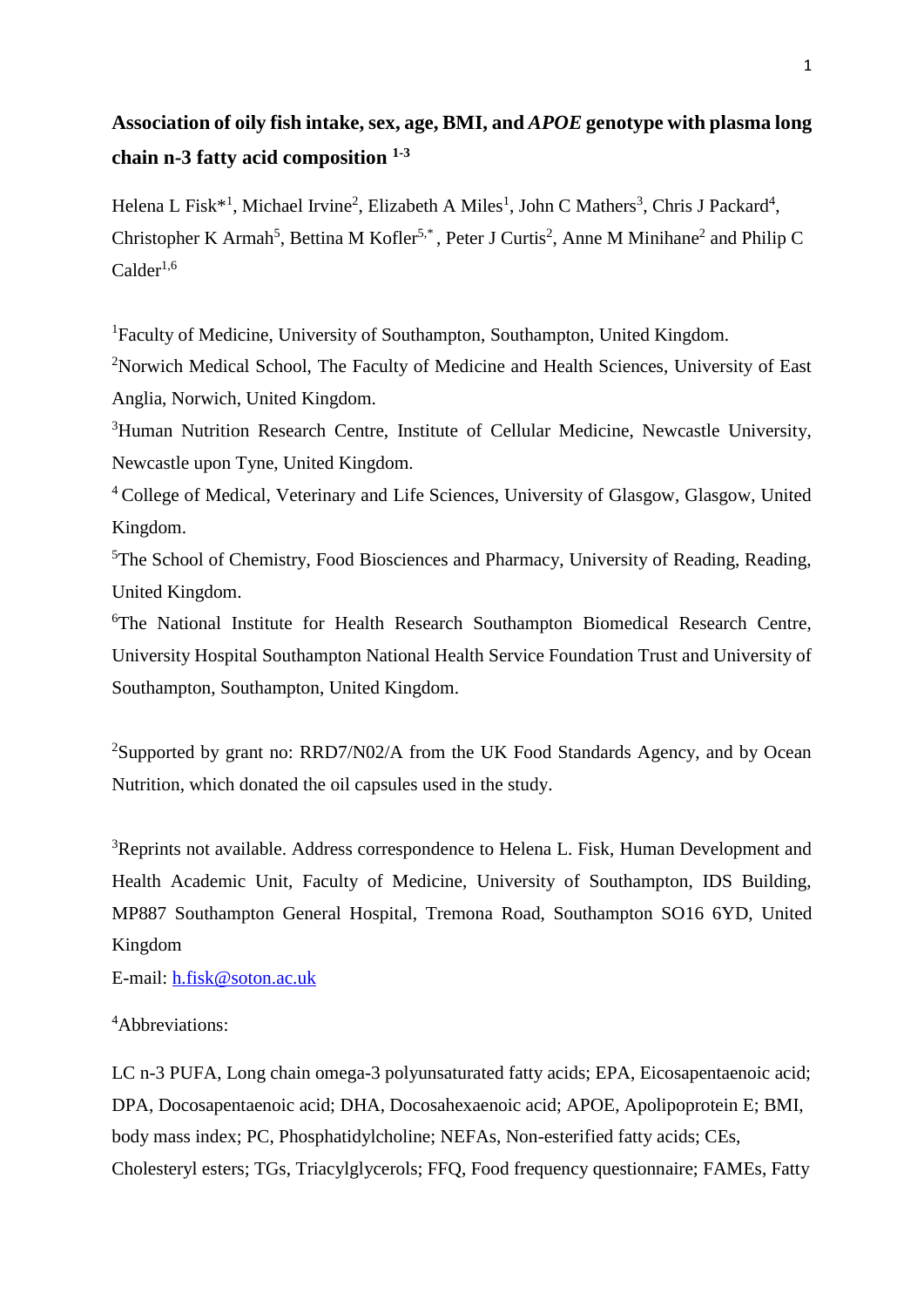# Association of oily fish intake, sex, age, BMI, and *APOE* genotype with plasma long chain n-3 fatty acid composition [1-3]

Helena L Fisk*[1], Michael Irvine[2], Elizabeth A Miles[1], John C Mathers[3], Chris J Packard[4], Christopher K Armah[5], Bettina M Kofler[5,*], Peter J Curtis[2], Anne M Minihane[2] and Philip C Calder[1,6]

[1]Faculty of Medicine, University of Southampton, Southampton, United Kingdom.

[2]Norwich Medical School, The Faculty of Medicine and Health Sciences, University of East Anglia, Norwich, United Kingdom.

[3]Human Nutrition Research Centre, Institute of Cellular Medicine, Newcastle University, Newcastle upon Tyne, United Kingdom.

[4] College of Medical, Veterinary and Life Sciences, University of Glasgow, Glasgow, United Kingdom.

[5]The School of Chemistry, Food Biosciences and Pharmacy, University of Reading, Reading, United Kingdom.

[6]The National Institute for Health Research Southampton Biomedical Research Centre, University Hospital Southampton National Health Service Foundation Trust and University of Southampton, Southampton, United Kingdom.

[2]Supported by grant no: RRD7/N02/A from the UK Food Standards Agency, and by Ocean Nutrition, which donated the oil capsules used in the study.

[3]Reprints not available. Address correspondence to Helena L. Fisk, Human Development and Health Academic Unit, Faculty of Medicine, University of Southampton, IDS Building, MP887 Southampton General Hospital, Tremona Road, Southampton SO16 6YD, United Kingdom

E-mail: h.fisk@soton.ac.uk

[4]Abbreviations:

LC n-3 PUFA, Long chain omega-3 polyunsaturated fatty acids; EPA, Eicosapentaenoic acid; DPA, Docosapentaenoic acid; DHA, Docosahexaenoic acid; APOE, Apolipoprotein E; BMI, body mass index; PC, Phosphatidylcholine; NEFAs, Non-esterified fatty acids; CEs, Cholesteryl esters; TGs, Triacylglycerols; FFQ, Food frequency questionnaire; FAMEs, Fatty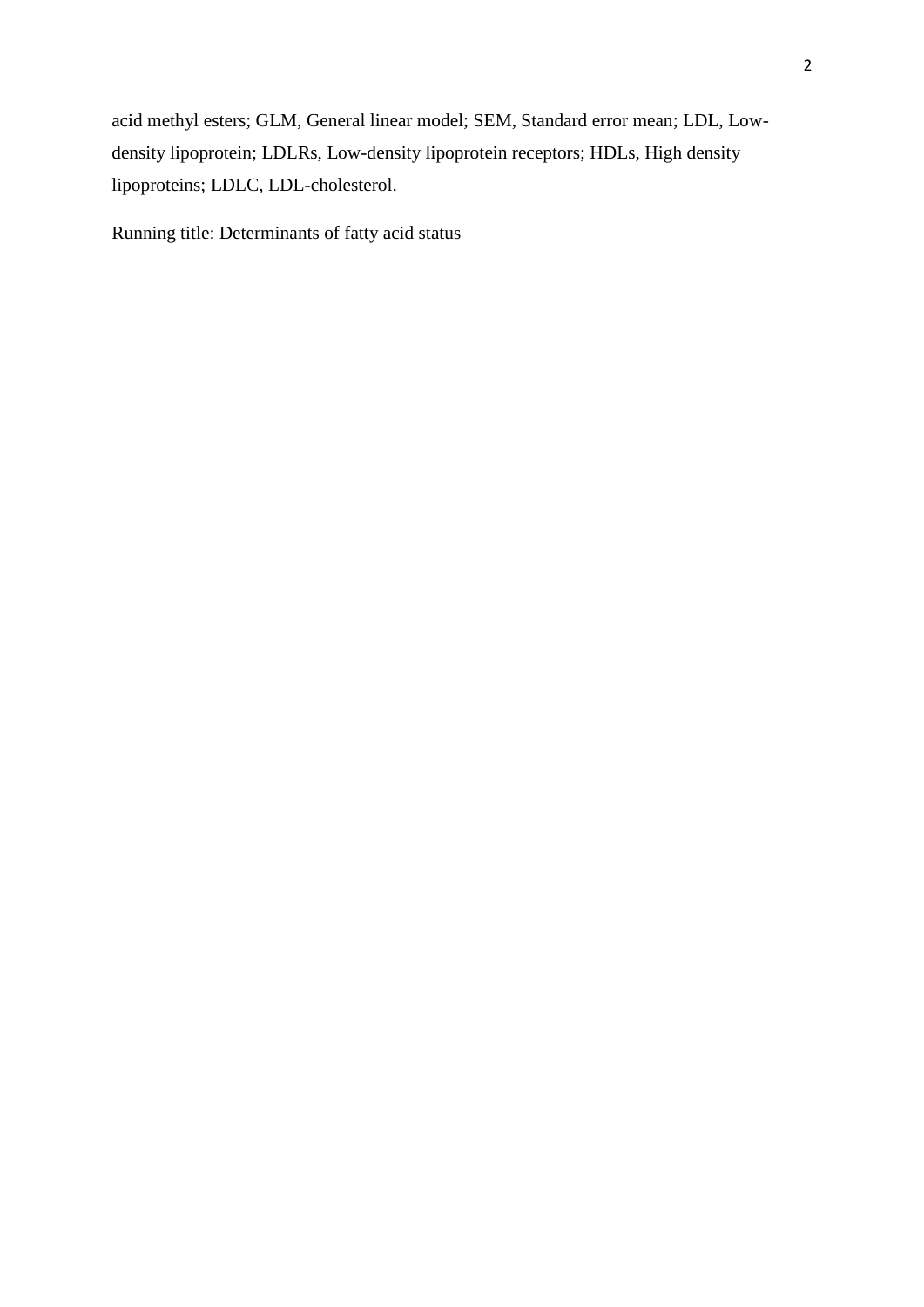acid methyl esters; GLM, General linear model; SEM, Standard error mean; LDL, Low-density lipoprotein; LDLRs, Low-density lipoprotein receptors; HDLs, High density lipoproteins; LDLC, LDL-cholesterol.

Running title: Determinants of fatty acid status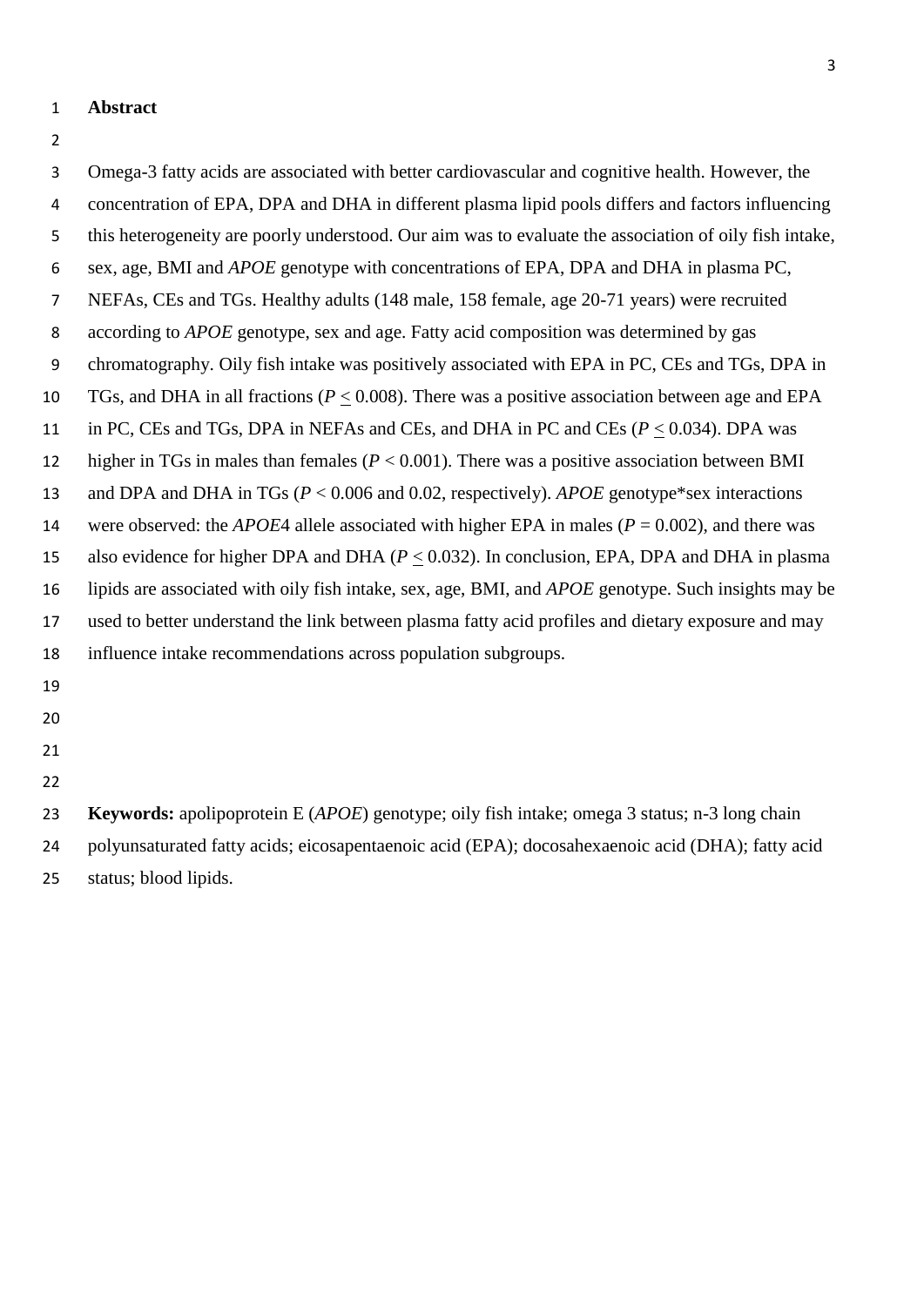## Abstract

Omega-3 fatty acids are associated with better cardiovascular and cognitive health. However, the concentration of EPA, DPA and DHA in different plasma lipid pools differs and factors influencing this heterogeneity are poorly understood. Our aim was to evaluate the association of oily fish intake, sex, age, BMI and *APOE* genotype with concentrations of EPA, DPA and DHA in plasma PC, NEFAs, CEs and TGs. Healthy adults (148 male, 158 female, age 20-71 years) were recruited according to *APOE* genotype, sex and age. Fatty acid composition was determined by gas chromatography. Oily fish intake was positively associated with EPA in PC, CEs and TGs, DPA in TGs, and DHA in all fractions ($P \leq 0.008$). There was a positive association between age and EPA in PC, CEs and TGs, DPA in NEFAs and CEs, and DHA in PC and CEs ($P \leq 0.034$). DPA was higher in TGs in males than females ($P < 0.001$). There was a positive association between BMI and DPA and DHA in TGs ($P < 0.006$ and 0.02, respectively). *APOE* genotype*sex interactions were observed: the *APOE*4 allele associated with higher EPA in males ($P = 0.002$), and there was also evidence for higher DPA and DHA ($P \leq 0.032$). In conclusion, EPA, DPA and DHA in plasma lipids are associated with oily fish intake, sex, age, BMI, and *APOE* genotype. Such insights may be used to better understand the link between plasma fatty acid profiles and dietary exposure and may influence intake recommendations across population subgroups.

**Keywords:** apolipoprotein E (*APOE*) genotype; oily fish intake; omega 3 status; n-3 long chain polyunsaturated fatty acids; eicosapentaenoic acid (EPA); docosahexaenoic acid (DHA); fatty acid status; blood lipids.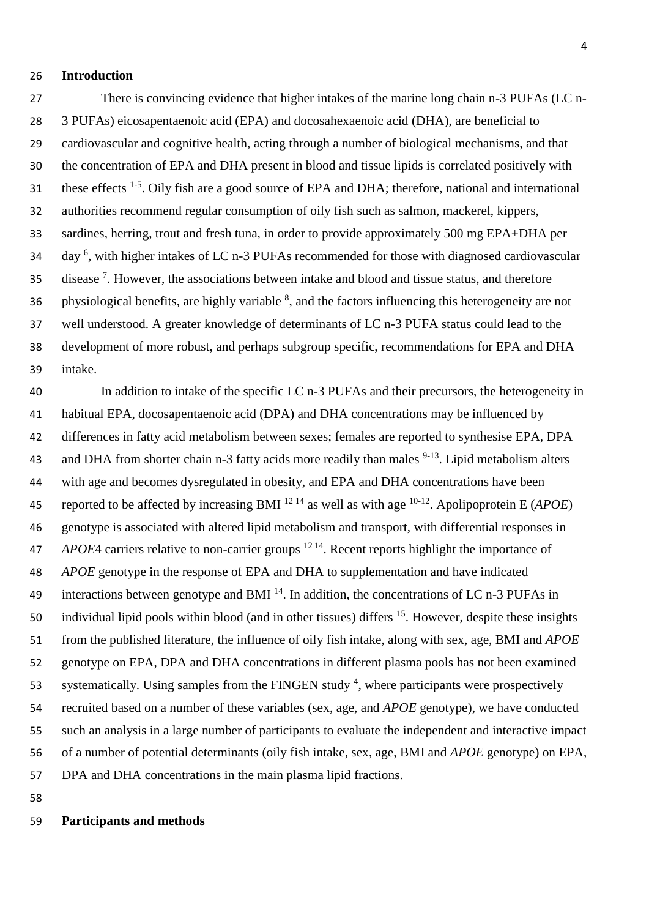## Introduction

There is convincing evidence that higher intakes of the marine long chain n-3 PUFAs (LC n-3 PUFAs) eicosapentaenoic acid (EPA) and docosahexaenoic acid (DHA), are beneficial to cardiovascular and cognitive health, acting through a number of biological mechanisms, and that the concentration of EPA and DHA present in blood and tissue lipids is correlated positively with these effects [1-5]. Oily fish are a good source of EPA and DHA; therefore, national and international authorities recommend regular consumption of oily fish such as salmon, mackerel, kippers, sardines, herring, trout and fresh tuna, in order to provide approximately 500 mg EPA+DHA per day [6], with higher intakes of LC n-3 PUFAs recommended for those with diagnosed cardiovascular disease [7]. However, the associations between intake and blood and tissue status, and therefore physiological benefits, are highly variable [8], and the factors influencing this heterogeneity are not well understood. A greater knowledge of determinants of LC n-3 PUFA status could lead to the development of more robust, and perhaps subgroup specific, recommendations for EPA and DHA intake.

In addition to intake of the specific LC n-3 PUFAs and their precursors, the heterogeneity in habitual EPA, docosapentaenoic acid (DPA) and DHA concentrations may be influenced by differences in fatty acid metabolism between sexes; females are reported to synthesise EPA, DPA and DHA from shorter chain n-3 fatty acids more readily than males [9-13]. Lipid metabolism alters with age and becomes dysregulated in obesity, and EPA and DHA concentrations have been reported to be affected by increasing BMI [12,14] as well as with age [10-12]. Apolipoprotein E (*APOE*) genotype is associated with altered lipid metabolism and transport, with differential responses in *APOE*4 carriers relative to non-carrier groups [12,14]. Recent reports highlight the importance of *APOE* genotype in the response of EPA and DHA to supplementation and have indicated interactions between genotype and BMI [14]. In addition, the concentrations of LC n-3 PUFAs in individual lipid pools within blood (and in other tissues) differs [15]. However, despite these insights from the published literature, the influence of oily fish intake, along with sex, age, BMI and *APOE* genotype on EPA, DPA and DHA concentrations in different plasma pools has not been examined systematically. Using samples from the FINGEN study [4], where participants were prospectively recruited based on a number of these variables (sex, age, and *APOE* genotype), we have conducted such an analysis in a large number of participants to evaluate the independent and interactive impact of a number of potential determinants (oily fish intake, sex, age, BMI and *APOE* genotype) on EPA, DPA and DHA concentrations in the main plasma lipid fractions.

## Participants and methods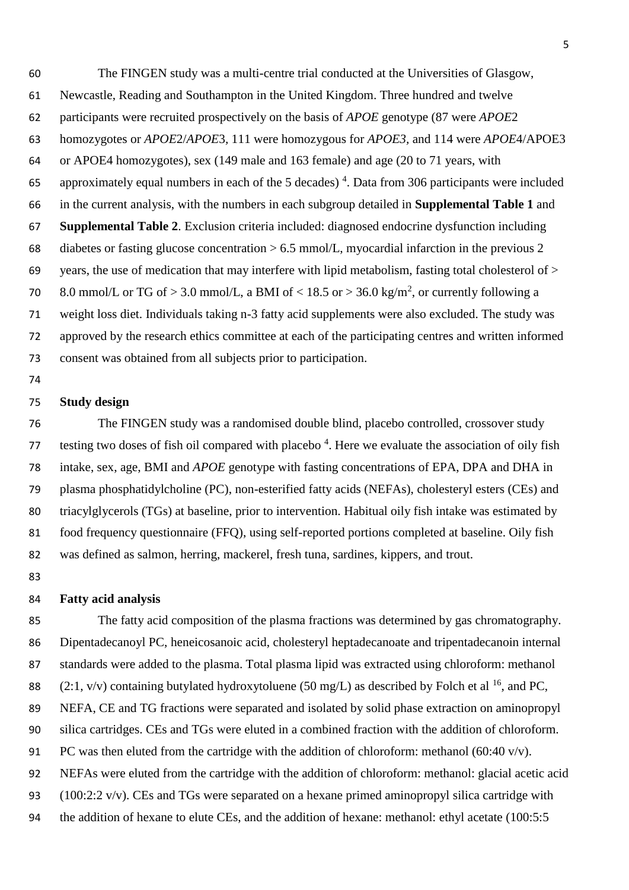The FINGEN study was a multi-centre trial conducted at the Universities of Glasgow, Newcastle, Reading and Southampton in the United Kingdom. Three hundred and twelve participants were recruited prospectively on the basis of *APOE* genotype (87 were *APOE*2 homozygotes or *APOE*2/*APOE*3, 111 were homozygous for *APOE3*, and 114 were *APOE*4/APOE3 or APOE4 homozygotes), sex (149 male and 163 female) and age (20 to 71 years, with approximately equal numbers in each of the 5 decades) [4]. Data from 306 participants were included in the current analysis, with the numbers in each subgroup detailed in **Supplemental Table 1** and **Supplemental Table 2**. Exclusion criteria included: diagnosed endocrine dysfunction including diabetes or fasting glucose concentration > 6.5 mmol/L, myocardial infarction in the previous 2 years, the use of medication that may interfere with lipid metabolism, fasting total cholesterol of > 8.0 mmol/L or TG of > 3.0 mmol/L, a BMI of < 18.5 or > 36.0 kg/m$^2$, or currently following a weight loss diet. Individuals taking n-3 fatty acid supplements were also excluded. The study was approved by the research ethics committee at each of the participating centres and written informed consent was obtained from all subjects prior to participation.

**Study design**

The FINGEN study was a randomised double blind, placebo controlled, crossover study testing two doses of fish oil compared with placebo [4]. Here we evaluate the association of oily fish intake, sex, age, BMI and *APOE* genotype with fasting concentrations of EPA, DPA and DHA in plasma phosphatidylcholine (PC), non-esterified fatty acids (NEFAs), cholesteryl esters (CEs) and triacylglycerols (TGs) at baseline, prior to intervention. Habitual oily fish intake was estimated by food frequency questionnaire (FFQ), using self-reported portions completed at baseline. Oily fish was defined as salmon, herring, mackerel, fresh tuna, sardines, kippers, and trout.

**Fatty acid analysis**

The fatty acid composition of the plasma fractions was determined by gas chromatography. Dipentadecanoyl PC, heneicosanoic acid, cholesteryl heptadecanoate and tripentadecanoin internal standards were added to the plasma. Total plasma lipid was extracted using chloroform: methanol (2:1, v/v) containing butylated hydroxytoluene (50 mg/L) as described by Folch et al [16], and PC, NEFA, CE and TG fractions were separated and isolated by solid phase extraction on aminopropyl silica cartridges. CEs and TGs were eluted in a combined fraction with the addition of chloroform. PC was then eluted from the cartridge with the addition of chloroform: methanol (60:40 v/v). NEFAs were eluted from the cartridge with the addition of chloroform: methanol: glacial acetic acid (100:2:2 v/v). CEs and TGs were separated on a hexane primed aminopropyl silica cartridge with the addition of hexane to elute CEs, and the addition of hexane: methanol: ethyl acetate (100:5:5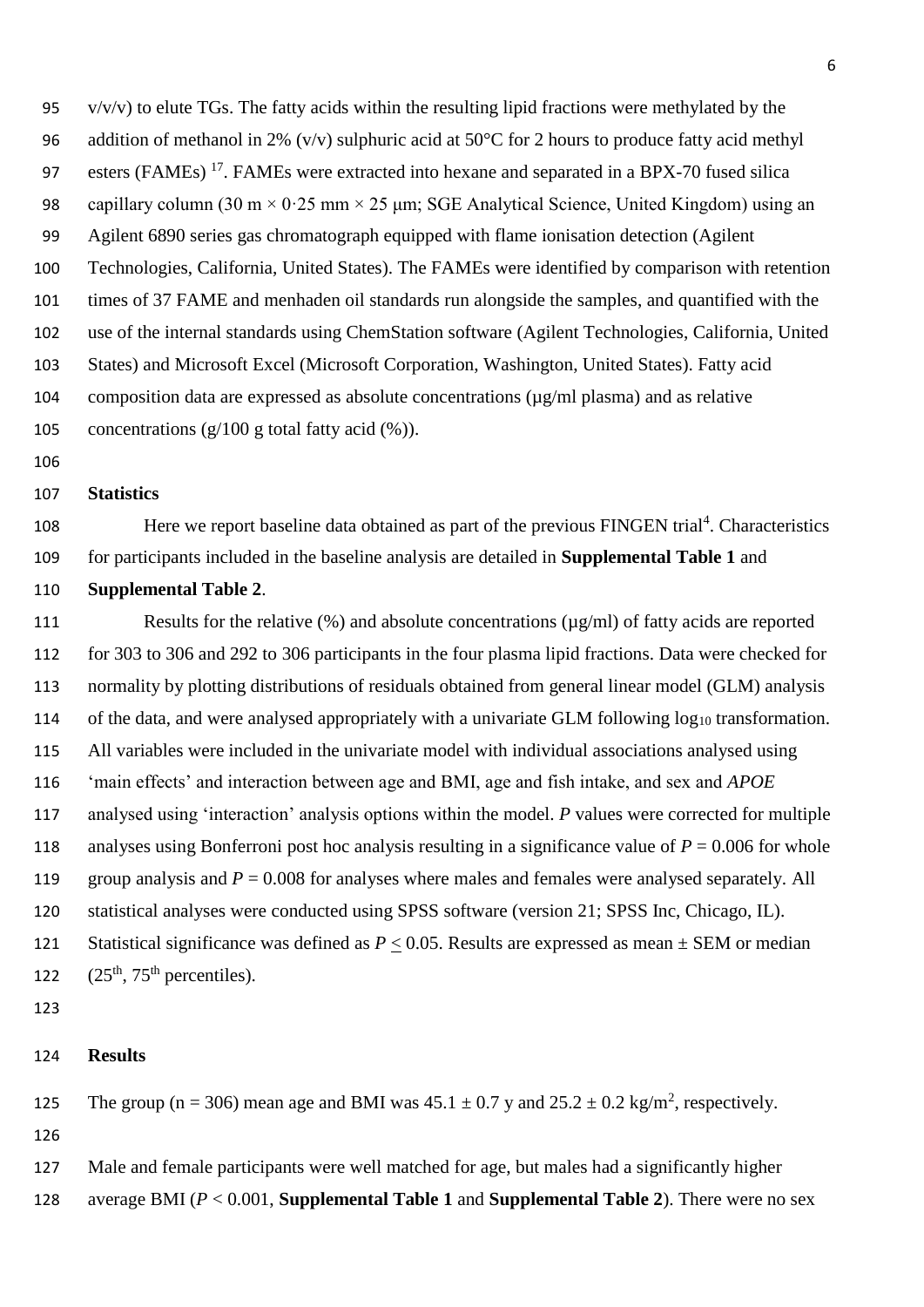v/v/v) to elute TGs. The fatty acids within the resulting lipid fractions were methylated by the addition of methanol in 2% (v/v) sulphuric acid at 50°C for 2 hours to produce fatty acid methyl esters (FAMEs) [17]. FAMEs were extracted into hexane and separated in a BPX-70 fused silica capillary column (30 m × 0·25 mm × 25 µm; SGE Analytical Science, United Kingdom) using an Agilent 6890 series gas chromatograph equipped with flame ionisation detection (Agilent Technologies, California, United States). The FAMEs were identified by comparison with retention times of 37 FAME and menhaden oil standards run alongside the samples, and quantified with the use of the internal standards using ChemStation software (Agilent Technologies, California, United States) and Microsoft Excel (Microsoft Corporation, Washington, United States). Fatty acid composition data are expressed as absolute concentrations (µg/ml plasma) and as relative concentrations (g/100 g total fatty acid (%)).

**Statistics**

Here we report baseline data obtained as part of the previous FINGEN trial[4]. Characteristics for participants included in the baseline analysis are detailed in **Supplemental Table 1** and **Supplemental Table 2**.

Results for the relative (%) and absolute concentrations (µg/ml) of fatty acids are reported for 303 to 306 and 292 to 306 participants in the four plasma lipid fractions. Data were checked for normality by plotting distributions of residuals obtained from general linear model (GLM) analysis of the data, and were analysed appropriately with a univariate GLM following $\log_{10}$ transformation. All variables were included in the univariate model with individual associations analysed using 'main effects' and interaction between age and BMI, age and fish intake, and sex and *APOE* analysed using 'interaction' analysis options within the model. *P* values were corrected for multiple analyses using Bonferroni post hoc analysis resulting in a significance value of $P = 0.006$ for whole group analysis and $P = 0.008$ for analyses where males and females were analysed separately. All statistical analyses were conducted using SPSS software (version 21; SPSS Inc, Chicago, IL). Statistical significance was defined as $P \leq 0.05$. Results are expressed as mean ± SEM or median ($25^{th}$, $75^{th}$ percentiles).

**Results**

The group (n = 306) mean age and BMI was 45.1 ± 0.7 y and 25.2 ± 0.2 kg/m$^2$, respectively.

Male and female participants were well matched for age, but males had a significantly higher average BMI ($P < 0.001$, **Supplemental Table 1** and **Supplemental Table 2**). There were no sex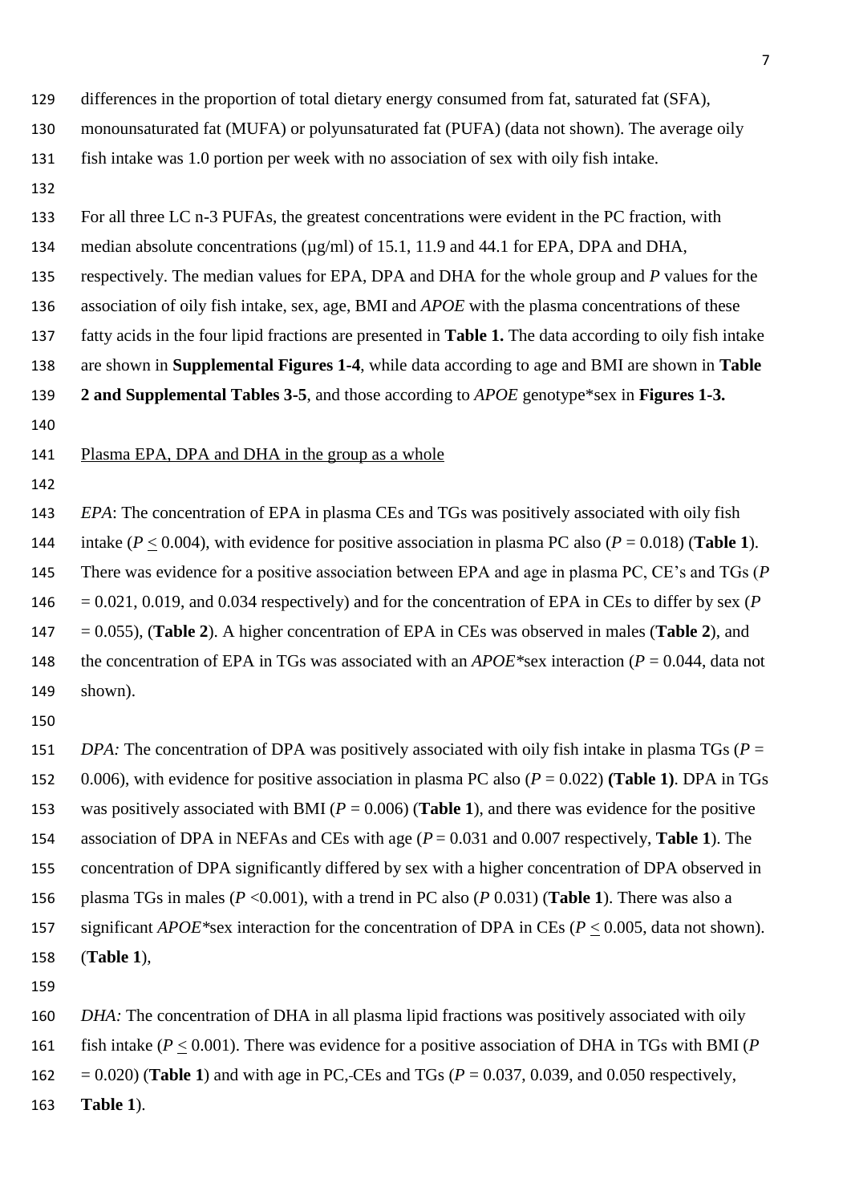differences in the proportion of total dietary energy consumed from fat, saturated fat (SFA), monounsaturated fat (MUFA) or polyunsaturated fat (PUFA) (data not shown). The average oily fish intake was 1.0 portion per week with no association of sex with oily fish intake.

For all three LC n-3 PUFAs, the greatest concentrations were evident in the PC fraction, with median absolute concentrations (µg/ml) of 15.1, 11.9 and 44.1 for EPA, DPA and DHA, respectively. The median values for EPA, DPA and DHA for the whole group and *P* values for the association of oily fish intake, sex, age, BMI and *APOE* with the plasma concentrations of these fatty acids in the four lipid fractions are presented in **Table 1.** The data according to oily fish intake are shown in **Supplemental Figures 1-4**, while data according to age and BMI are shown in **Table 2 and Supplemental Tables 3-5**, and those according to *APOE* genotype*sex in **Figures 1-3.**

Plasma EPA, DPA and DHA in the group as a whole

*EPA*: The concentration of EPA in plasma CEs and TGs was positively associated with oily fish intake ($P \leq 0.004$), with evidence for positive association in plasma PC also ($P = 0.018$) (**Table 1**). There was evidence for a positive association between EPA and age in plasma PC, CE's and TGs ($P = 0.021$, 0.019, and 0.034 respectively) and for the concentration of EPA in CEs to differ by sex ($P = 0.055$), (**Table 2**). A higher concentration of EPA in CEs was observed in males (**Table 2**), and the concentration of EPA in TGs was associated with an *APOE**sex interaction ($P = 0.044$, data not shown).

*DPA:* The concentration of DPA was positively associated with oily fish intake in plasma TGs ($P = 0.006$), with evidence for positive association in plasma PC also ($P = 0.022$) **(Table 1)**. DPA in TGs was positively associated with BMI ($P = 0.006$) (**Table 1**), and there was evidence for the positive association of DPA in NEFAs and CEs with age ($P = 0.031$ and 0.007 respectively, **Table 1**). The concentration of DPA significantly differed by sex with a higher concentration of DPA observed in plasma TGs in males ($P < 0.001$), with a trend in PC also ($P$ 0.031) (**Table 1**). There was also a significant *APOE**sex interaction for the concentration of DPA in CEs ($P \leq 0.005$, data not shown). (**Table 1**),

*DHA:* The concentration of DHA in all plasma lipid fractions was positively associated with oily fish intake ($P \leq 0.001$). There was evidence for a positive association of DHA in TGs with BMI ($P = 0.020$) (**Table 1**) and with age in PC, CEs and TGs ($P = 0.037$, 0.039, and 0.050 respectively, **Table 1**).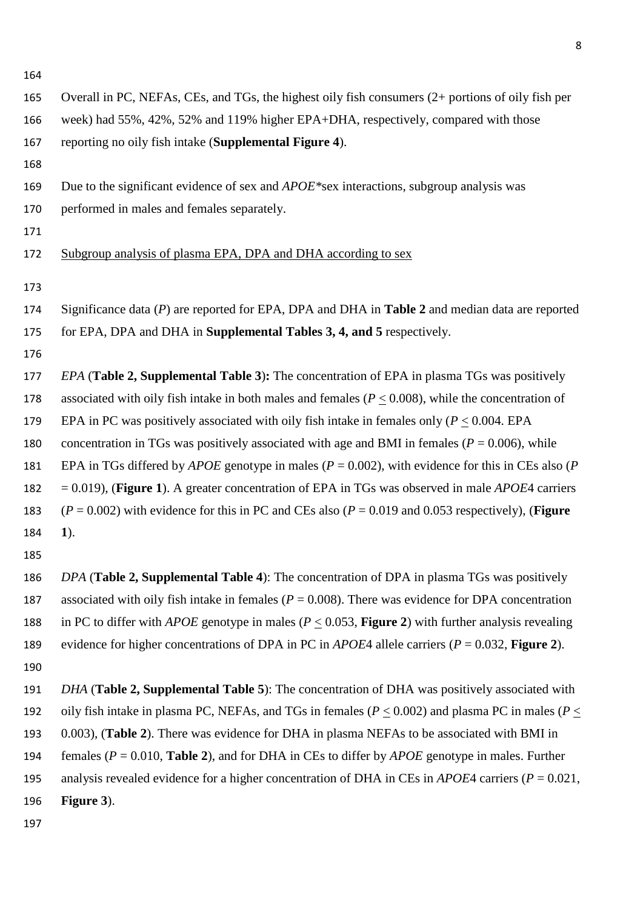Overall in PC, NEFAs, CEs, and TGs, the highest oily fish consumers (2+ portions of oily fish per week) had 55%, 42%, 52% and 119% higher EPA+DHA, respectively, compared with those reporting no oily fish intake (**Supplemental Figure 4**).

Due to the significant evidence of sex and *APOE**sex interactions, subgroup analysis was performed in males and females separately.

<u>Subgroup analysis of plasma EPA, DPA and DHA according to sex</u>

Significance data (*P*) are reported for EPA, DPA and DHA in **Table 2** and median data are reported for EPA, DPA and DHA in **Supplemental Tables 3, 4, and 5** respectively.

*EPA* (**Table 2, Supplemental Table 3**)**:** The concentration of EPA in plasma TGs was positively associated with oily fish intake in both males and females ($P \leq 0.008$), while the concentration of EPA in PC was positively associated with oily fish intake in females only ($P \leq 0.004$. EPA concentration in TGs was positively associated with age and BMI in females ($P = 0.006$), while EPA in TGs differed by *APOE* genotype in males ($P = 0.002$), with evidence for this in CEs also ($P = 0.019$), (**Figure 1**). A greater concentration of EPA in TGs was observed in male *APOE*4 carriers ($P = 0.002$) with evidence for this in PC and CEs also ($P = 0.019$ and $0.053$ respectively), (**Figure 1**).

*DPA* (**Table 2, Supplemental Table 4**): The concentration of DPA in plasma TGs was positively associated with oily fish intake in females ($P = 0.008$). There was evidence for DPA concentration in PC to differ with *APOE* genotype in males ($P \leq 0.053$, **Figure 2**) with further analysis revealing evidence for higher concentrations of DPA in PC in *APOE*4 allele carriers ($P = 0.032$, **Figure 2**).

*DHA* (**Table 2, Supplemental Table 5**): The concentration of DHA was positively associated with oily fish intake in plasma PC, NEFAs, and TGs in females ($P \leq 0.002$) and plasma PC in males ($P \leq 0.003$), (**Table 2**). There was evidence for DHA in plasma NEFAs to be associated with BMI in females ($P = 0.010$, **Table 2**), and for DHA in CEs to differ by *APOE* genotype in males. Further analysis revealed evidence for a higher concentration of DHA in CEs in *APOE*4 carriers ($P = 0.021$, **Figure 3**).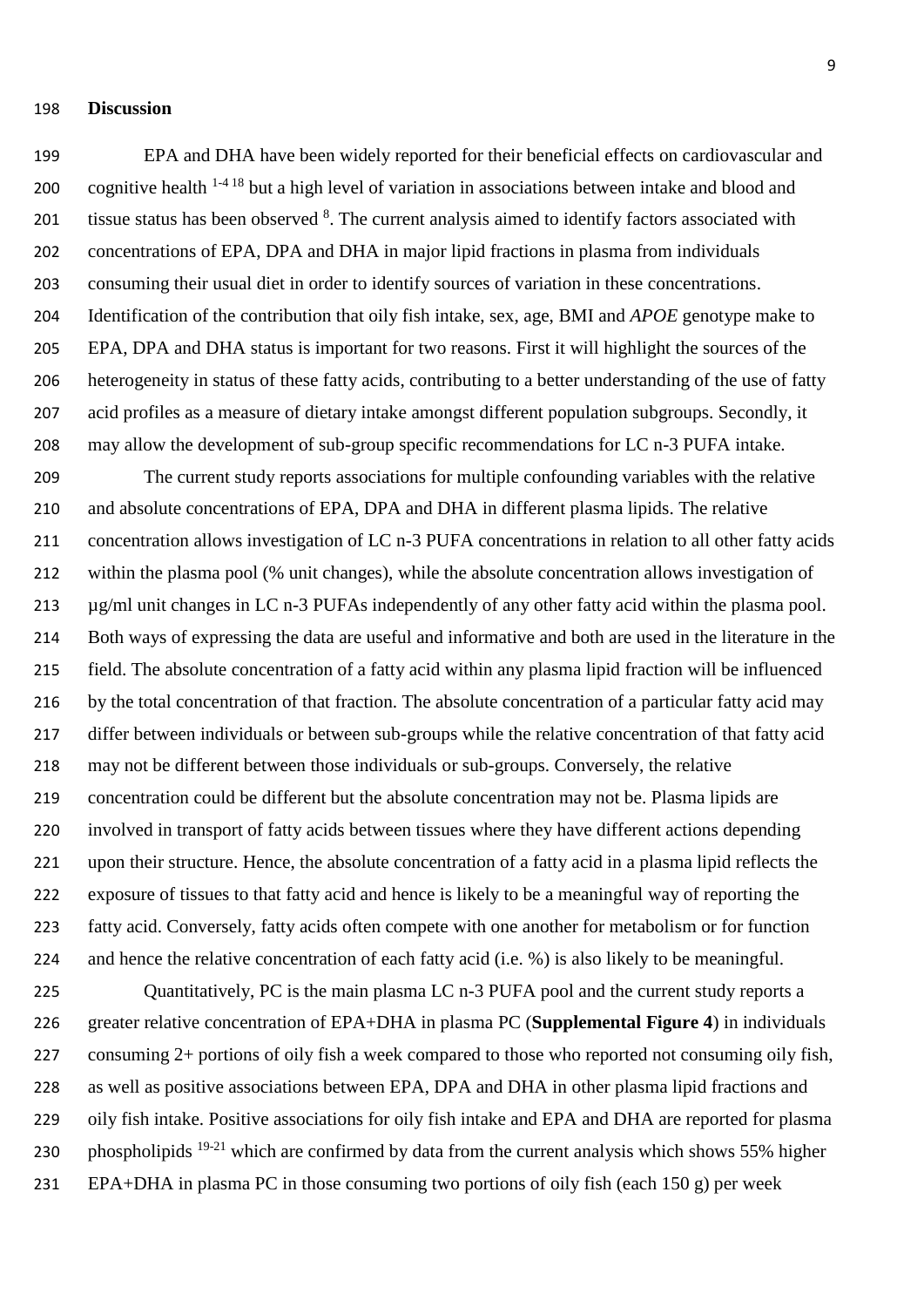## Discussion

EPA and DHA have been widely reported for their beneficial effects on cardiovascular and cognitive health [1-4 18] but a high level of variation in associations between intake and blood and tissue status has been observed [8]. The current analysis aimed to identify factors associated with concentrations of EPA, DPA and DHA in major lipid fractions in plasma from individuals consuming their usual diet in order to identify sources of variation in these concentrations. Identification of the contribution that oily fish intake, sex, age, BMI and *APOE* genotype make to EPA, DPA and DHA status is important for two reasons. First it will highlight the sources of the heterogeneity in status of these fatty acids, contributing to a better understanding of the use of fatty acid profiles as a measure of dietary intake amongst different population subgroups. Secondly, it may allow the development of sub-group specific recommendations for LC n-3 PUFA intake.

The current study reports associations for multiple confounding variables with the relative and absolute concentrations of EPA, DPA and DHA in different plasma lipids. The relative concentration allows investigation of LC n-3 PUFA concentrations in relation to all other fatty acids within the plasma pool (% unit changes), while the absolute concentration allows investigation of µg/ml unit changes in LC n-3 PUFAs independently of any other fatty acid within the plasma pool. Both ways of expressing the data are useful and informative and both are used in the literature in the field. The absolute concentration of a fatty acid within any plasma lipid fraction will be influenced by the total concentration of that fraction. The absolute concentration of a particular fatty acid may differ between individuals or between sub-groups while the relative concentration of that fatty acid may not be different between those individuals or sub-groups. Conversely, the relative concentration could be different but the absolute concentration may not be. Plasma lipids are involved in transport of fatty acids between tissues where they have different actions depending upon their structure. Hence, the absolute concentration of a fatty acid in a plasma lipid reflects the exposure of tissues to that fatty acid and hence is likely to be a meaningful way of reporting the fatty acid. Conversely, fatty acids often compete with one another for metabolism or for function and hence the relative concentration of each fatty acid (i.e. %) is also likely to be meaningful.

Quantitatively, PC is the main plasma LC n-3 PUFA pool and the current study reports a greater relative concentration of EPA+DHA in plasma PC (**Supplemental Figure 4**) in individuals consuming 2+ portions of oily fish a week compared to those who reported not consuming oily fish, as well as positive associations between EPA, DPA and DHA in other plasma lipid fractions and oily fish intake. Positive associations for oily fish intake and EPA and DHA are reported for plasma phospholipids [19-21] which are confirmed by data from the current analysis which shows 55% higher EPA+DHA in plasma PC in those consuming two portions of oily fish (each 150 g) per week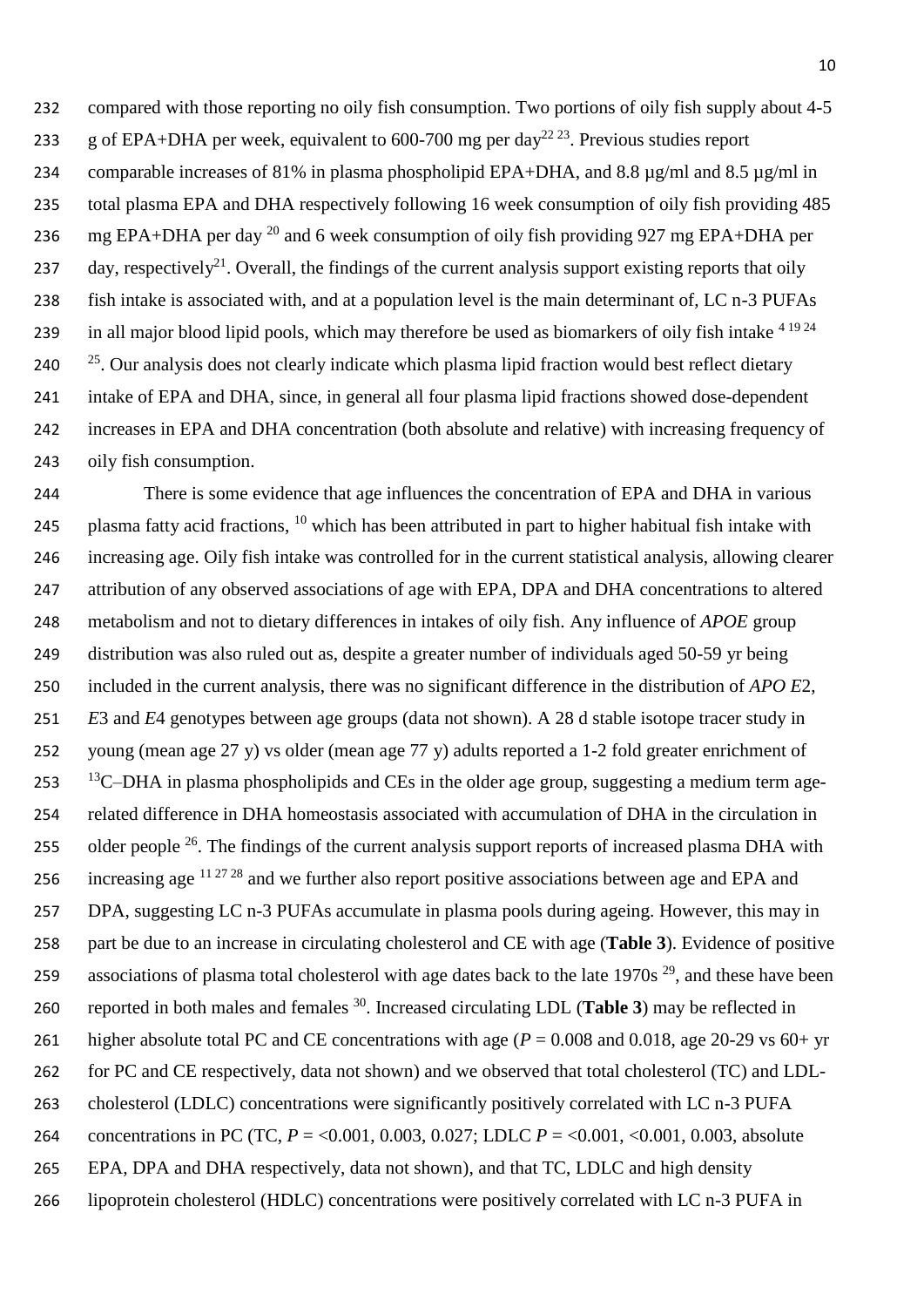compared with those reporting no oily fish consumption. Two portions of oily fish supply about 4-5 g of EPA+DHA per week, equivalent to 600-700 mg per day[22 23]. Previous studies report comparable increases of 81% in plasma phospholipid EPA+DHA, and 8.8 µg/ml and 8.5 µg/ml in total plasma EPA and DHA respectively following 16 week consumption of oily fish providing 485 mg EPA+DHA per day [20] and 6 week consumption of oily fish providing 927 mg EPA+DHA per day, respectively[21]. Overall, the findings of the current analysis support existing reports that oily fish intake is associated with, and at a population level is the main determinant of, LC n-3 PUFAs in all major blood lipid pools, which may therefore be used as biomarkers of oily fish intake [4 19 24 25]. Our analysis does not clearly indicate which plasma lipid fraction would best reflect dietary intake of EPA and DHA, since, in general all four plasma lipid fractions showed dose-dependent increases in EPA and DHA concentration (both absolute and relative) with increasing frequency of oily fish consumption.

There is some evidence that age influences the concentration of EPA and DHA in various plasma fatty acid fractions, [10] which has been attributed in part to higher habitual fish intake with increasing age. Oily fish intake was controlled for in the current statistical analysis, allowing clearer attribution of any observed associations of age with EPA, DPA and DHA concentrations to altered metabolism and not to dietary differences in intakes of oily fish. Any influence of *APOE* group distribution was also ruled out as, despite a greater number of individuals aged 50-59 yr being included in the current analysis, there was no significant difference in the distribution of *APO E*2, *E*3 and *E*4 genotypes between age groups (data not shown). A 28 d stable isotope tracer study in young (mean age 27 y) vs older (mean age 77 y) adults reported a 1-2 fold greater enrichment of $^{13}$C–DHA in plasma phospholipids and CEs in the older age group, suggesting a medium term age-related difference in DHA homeostasis associated with accumulation of DHA in the circulation in older people [26]. The findings of the current analysis support reports of increased plasma DHA with increasing age [11 27 28] and we further also report positive associations between age and EPA and DPA, suggesting LC n-3 PUFAs accumulate in plasma pools during ageing. However, this may in part be due to an increase in circulating cholesterol and CE with age (**Table 3**). Evidence of positive associations of plasma total cholesterol with age dates back to the late 1970s [29], and these have been reported in both males and females [30]. Increased circulating LDL (**Table 3**) may be reflected in higher absolute total PC and CE concentrations with age ($P$ = 0.008 and 0.018, age 20-29 vs 60+ yr for PC and CE respectively, data not shown) and we observed that total cholesterol (TC) and LDL-cholesterol (LDLC) concentrations were significantly positively correlated with LC n-3 PUFA concentrations in PC (TC, $P$ = <0.001, 0.003, 0.027; LDLC $P$ = <0.001, <0.001, 0.003, absolute EPA, DPA and DHA respectively, data not shown), and that TC, LDLC and high density lipoprotein cholesterol (HDLC) concentrations were positively correlated with LC n-3 PUFA in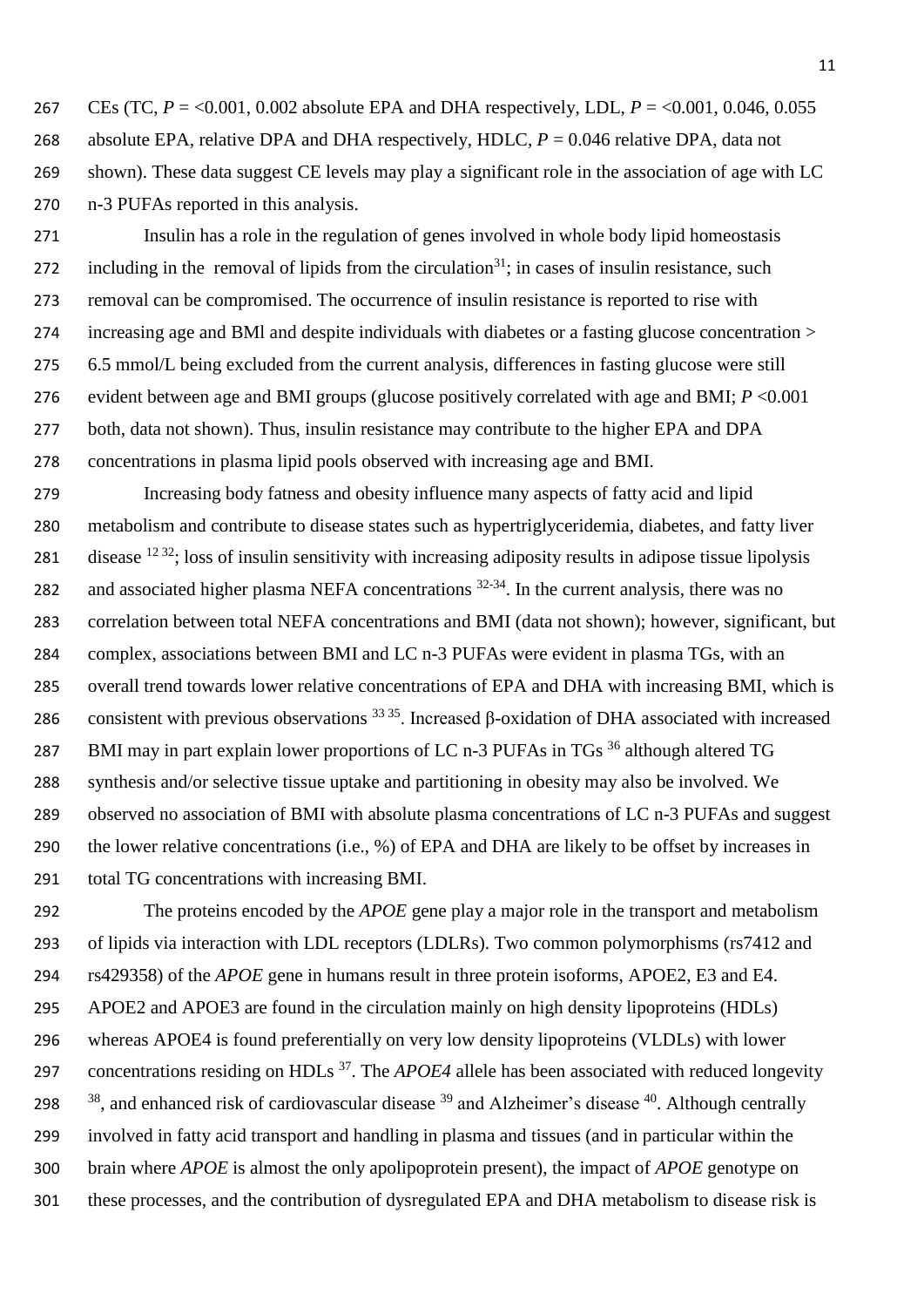CEs (TC, $P$ = <0.001, 0.002 absolute EPA and DHA respectively, LDL, $P$ = <0.001, 0.046, 0.055 absolute EPA, relative DPA and DHA respectively, HDLC, $P$ = 0.046 relative DPA, data not shown). These data suggest CE levels may play a significant role in the association of age with LC n-3 PUFAs reported in this analysis.

Insulin has a role in the regulation of genes involved in whole body lipid homeostasis including in the removal of lipids from the circulation[31]; in cases of insulin resistance, such removal can be compromised. The occurrence of insulin resistance is reported to rise with increasing age and BMl and despite individuals with diabetes or a fasting glucose concentration > 6.5 mmol/L being excluded from the current analysis, differences in fasting glucose were still evident between age and BMI groups (glucose positively correlated with age and BMI; $P$ <0.001 both, data not shown). Thus, insulin resistance may contribute to the higher EPA and DPA concentrations in plasma lipid pools observed with increasing age and BMI.

Increasing body fatness and obesity influence many aspects of fatty acid and lipid metabolism and contribute to disease states such as hypertriglyceridemia, diabetes, and fatty liver disease [12 32]; loss of insulin sensitivity with increasing adiposity results in adipose tissue lipolysis and associated higher plasma NEFA concentrations [32-34]. In the current analysis, there was no correlation between total NEFA concentrations and BMI (data not shown); however, significant, but complex, associations between BMI and LC n-3 PUFAs were evident in plasma TGs, with an overall trend towards lower relative concentrations of EPA and DHA with increasing BMI, which is consistent with previous observations [33 35]. Increased β-oxidation of DHA associated with increased BMI may in part explain lower proportions of LC n-3 PUFAs in TGs [36] although altered TG synthesis and/or selective tissue uptake and partitioning in obesity may also be involved. We observed no association of BMI with absolute plasma concentrations of LC n-3 PUFAs and suggest the lower relative concentrations (i.e., %) of EPA and DHA are likely to be offset by increases in total TG concentrations with increasing BMI.

The proteins encoded by the *APOE* gene play a major role in the transport and metabolism of lipids via interaction with LDL receptors (LDLRs). Two common polymorphisms (rs7412 and rs429358) of the *APOE* gene in humans result in three protein isoforms, APOE2, E3 and E4. APOE2 and APOE3 are found in the circulation mainly on high density lipoproteins (HDLs) whereas APOE4 is found preferentially on very low density lipoproteins (VLDLs) with lower concentrations residing on HDLs [37]. The *APOE4* allele has been associated with reduced longevity [38], and enhanced risk of cardiovascular disease [39] and Alzheimer's disease [40]. Although centrally involved in fatty acid transport and handling in plasma and tissues (and in particular within the brain where *APOE* is almost the only apolipoprotein present), the impact of *APOE* genotype on these processes, and the contribution of dysregulated EPA and DHA metabolism to disease risk is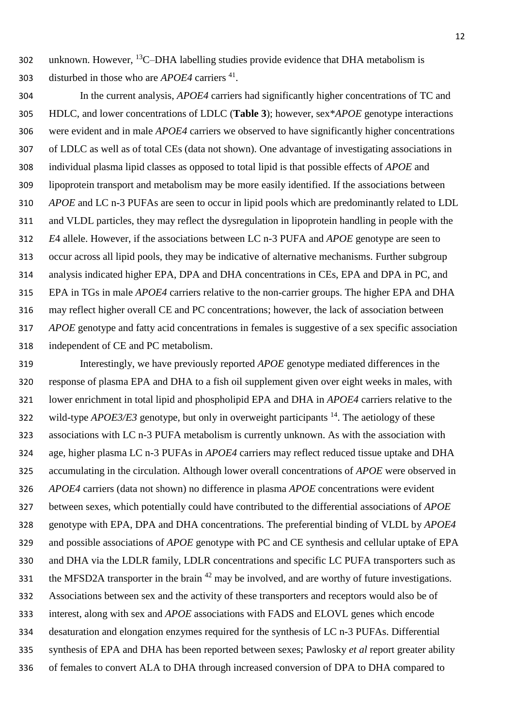unknown. However, $^{13}$C–DHA labelling studies provide evidence that DHA metabolism is disturbed in those who are *APOE4* carriers [41].

In the current analysis, *APOE4* carriers had significantly higher concentrations of TC and HDLC, and lower concentrations of LDLC (**Table 3**); however, sex**APOE* genotype interactions were evident and in male *APOE4* carriers we observed to have significantly higher concentrations of LDLC as well as of total CEs (data not shown). One advantage of investigating associations in individual plasma lipid classes as opposed to total lipid is that possible effects of *APOE* and lipoprotein transport and metabolism may be more easily identified. If the associations between *APOE* and LC n-3 PUFAs are seen to occur in lipid pools which are predominantly related to LDL and VLDL particles, they may reflect the dysregulation in lipoprotein handling in people with the *E*4 allele. However, if the associations between LC n-3 PUFA and *APOE* genotype are seen to occur across all lipid pools, they may be indicative of alternative mechanisms. Further subgroup analysis indicated higher EPA, DPA and DHA concentrations in CEs, EPA and DPA in PC, and EPA in TGs in male *APOE4* carriers relative to the non-carrier groups. The higher EPA and DHA may reflect higher overall CE and PC concentrations; however, the lack of association between *APOE* genotype and fatty acid concentrations in females is suggestive of a sex specific association independent of CE and PC metabolism.

Interestingly, we have previously reported *APOE* genotype mediated differences in the response of plasma EPA and DHA to a fish oil supplement given over eight weeks in males, with lower enrichment in total lipid and phospholipid EPA and DHA in *APOE4* carriers relative to the wild-type *APOE3/E3* genotype, but only in overweight participants [14]. The aetiology of these associations with LC n-3 PUFA metabolism is currently unknown. As with the association with age, higher plasma LC n-3 PUFAs in *APOE4* carriers may reflect reduced tissue uptake and DHA accumulating in the circulation. Although lower overall concentrations of *APOE* were observed in *APOE4* carriers (data not shown) no difference in plasma *APOE* concentrations were evident between sexes, which potentially could have contributed to the differential associations of *APOE* genotype with EPA, DPA and DHA concentrations. The preferential binding of VLDL by *APOE4* and possible associations of *APOE* genotype with PC and CE synthesis and cellular uptake of EPA and DHA via the LDLR family, LDLR concentrations and specific LC PUFA transporters such as the MFSD2A transporter in the brain [42] may be involved, and are worthy of future investigations. Associations between sex and the activity of these transporters and receptors would also be of interest, along with sex and *APOE* associations with FADS and ELOVL genes which encode desaturation and elongation enzymes required for the synthesis of LC n-3 PUFAs. Differential synthesis of EPA and DHA has been reported between sexes; Pawlosky *et al* report greater ability of females to convert ALA to DHA through increased conversion of DPA to DHA compared to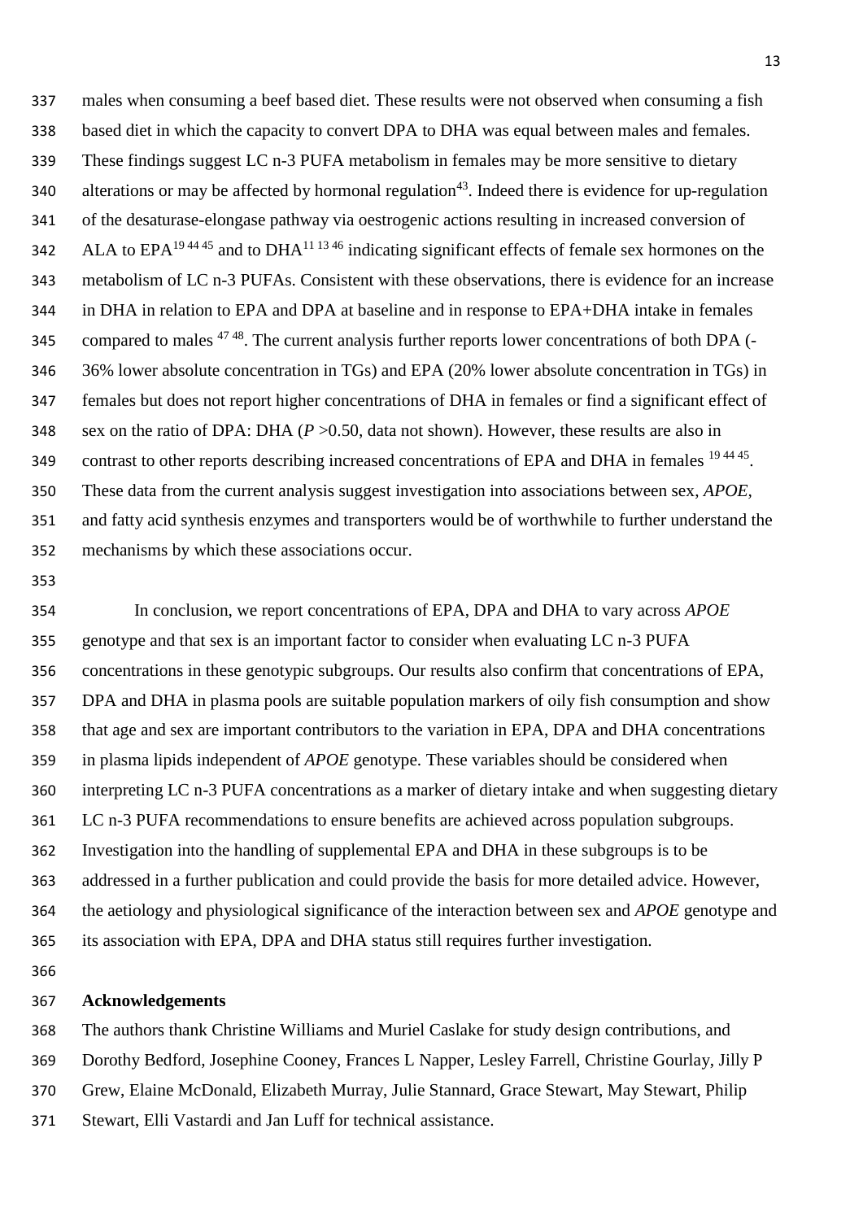males when consuming a beef based diet. These results were not observed when consuming a fish based diet in which the capacity to convert DPA to DHA was equal between males and females. These findings suggest LC n-3 PUFA metabolism in females may be more sensitive to dietary alterations or may be affected by hormonal regulation[43]. Indeed there is evidence for up-regulation of the desaturase-elongase pathway via oestrogenic actions resulting in increased conversion of ALA to EPA[19 44 45] and to DHA[11 13 46] indicating significant effects of female sex hormones on the metabolism of LC n-3 PUFAs. Consistent with these observations, there is evidence for an increase in DHA in relation to EPA and DPA at baseline and in response to EPA+DHA intake in females compared to males [47 48]. The current analysis further reports lower concentrations of both DPA (-36% lower absolute concentration in TGs) and EPA (20% lower absolute concentration in TGs) in females but does not report higher concentrations of DHA in females or find a significant effect of sex on the ratio of DPA: DHA (*P* >0.50, data not shown). However, these results are also in contrast to other reports describing increased concentrations of EPA and DHA in females [19 44 45]. These data from the current analysis suggest investigation into associations between sex, *APOE*, and fatty acid synthesis enzymes and transporters would be of worthwhile to further understand the mechanisms by which these associations occur.

In conclusion, we report concentrations of EPA, DPA and DHA to vary across *APOE* genotype and that sex is an important factor to consider when evaluating LC n-3 PUFA concentrations in these genotypic subgroups. Our results also confirm that concentrations of EPA, DPA and DHA in plasma pools are suitable population markers of oily fish consumption and show that age and sex are important contributors to the variation in EPA, DPA and DHA concentrations in plasma lipids independent of *APOE* genotype. These variables should be considered when interpreting LC n-3 PUFA concentrations as a marker of dietary intake and when suggesting dietary LC n-3 PUFA recommendations to ensure benefits are achieved across population subgroups. Investigation into the handling of supplemental EPA and DHA in these subgroups is to be addressed in a further publication and could provide the basis for more detailed advice. However, the aetiology and physiological significance of the interaction between sex and *APOE* genotype and its association with EPA, DPA and DHA status still requires further investigation.

## Acknowledgements

The authors thank Christine Williams and Muriel Caslake for study design contributions, and Dorothy Bedford, Josephine Cooney, Frances L Napper, Lesley Farrell, Christine Gourlay, Jilly P Grew, Elaine McDonald, Elizabeth Murray, Julie Stannard, Grace Stewart, May Stewart, Philip Stewart, Elli Vastardi and Jan Luff for technical assistance.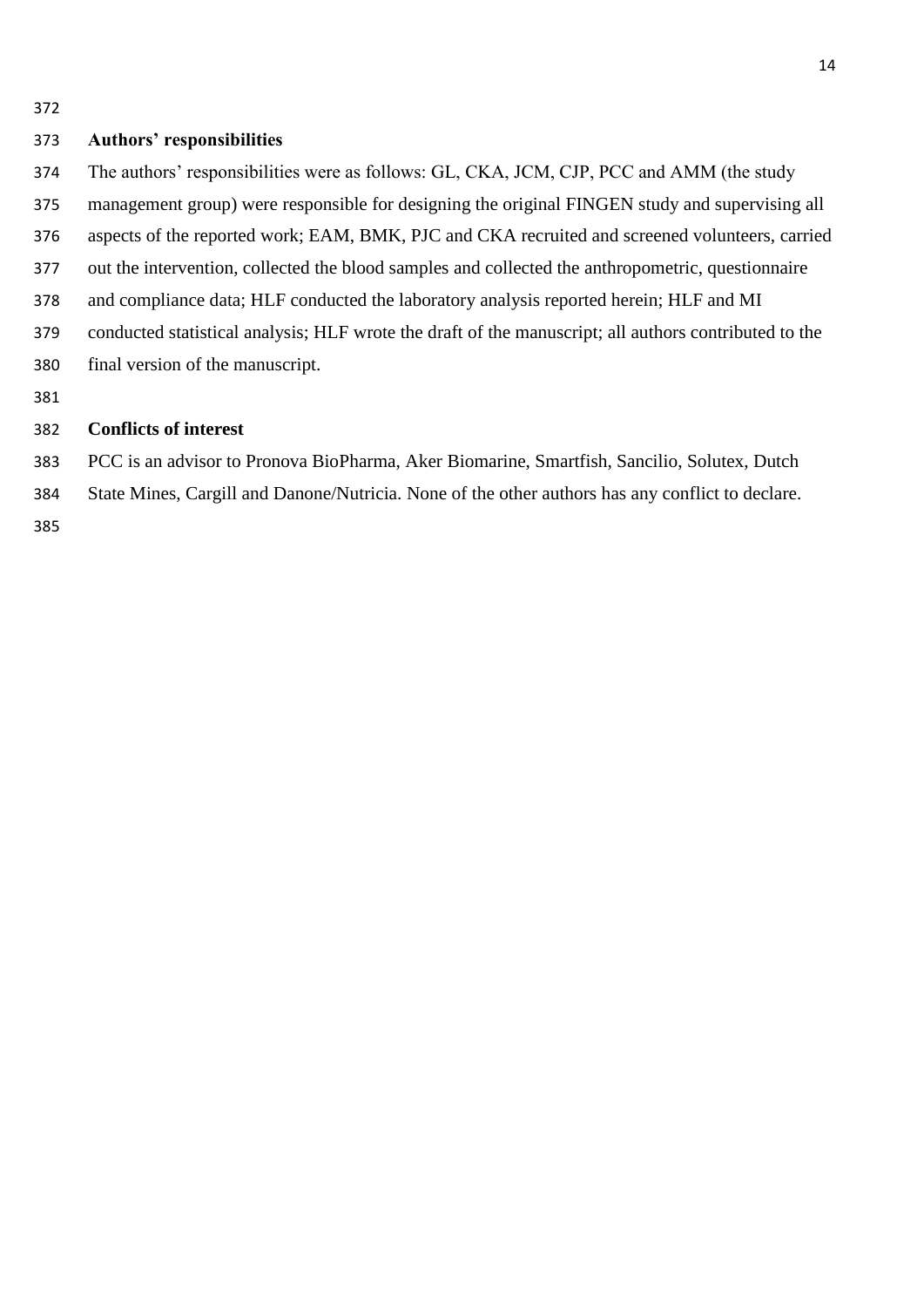## Authors' responsibilities

The authors' responsibilities were as follows: GL, CKA, JCM, CJP, PCC and AMM (the study management group) were responsible for designing the original FINGEN study and supervising all aspects of the reported work; EAM, BMK, PJC and CKA recruited and screened volunteers, carried out the intervention, collected the blood samples and collected the anthropometric, questionnaire and compliance data; HLF conducted the laboratory analysis reported herein; HLF and MI conducted statistical analysis; HLF wrote the draft of the manuscript; all authors contributed to the final version of the manuscript.

## Conflicts of interest

PCC is an advisor to Pronova BioPharma, Aker Biomarine, Smartfish, Sancilio, Solutex, Dutch State Mines, Cargill and Danone/Nutricia. None of the other authors has any conflict to declare.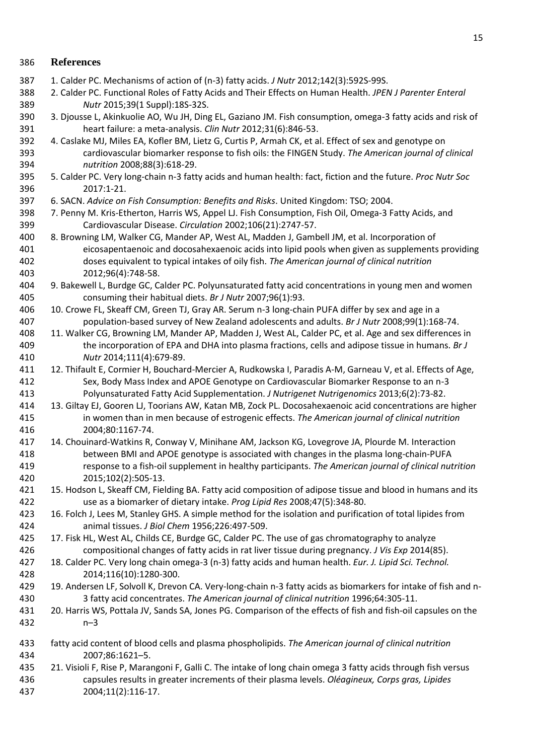## References

1. Calder PC. Mechanisms of action of (n-3) fatty acids. *J Nutr* 2012;142(3):592S-99S.
2. Calder PC. Functional Roles of Fatty Acids and Their Effects on Human Health. *JPEN J Parenter Enteral Nutr* 2015;39(1 Suppl):18S-32S.
3. Djousse L, Akinkuolie AO, Wu JH, Ding EL, Gaziano JM. Fish consumption, omega-3 fatty acids and risk of heart failure: a meta-analysis. *Clin Nutr* 2012;31(6):846-53.
4. Caslake MJ, Miles EA, Kofler BM, Lietz G, Curtis P, Armah CK, et al. Effect of sex and genotype on cardiovascular biomarker response to fish oils: the FINGEN Study. *The American journal of clinical nutrition* 2008;88(3):618-29.
5. Calder PC. Very long-chain n-3 fatty acids and human health: fact, fiction and the future. *Proc Nutr Soc* 2017:1-21.
6. SACN. *Advice on Fish Consumption: Benefits and Risks*. United Kingdom: TSO; 2004.
7. Penny M. Kris-Etherton, Harris WS, Appel LJ. Fish Consumption, Fish Oil, Omega-3 Fatty Acids, and Cardiovascular Disease. *Circulation* 2002;106(21):2747-57.
8. Browning LM, Walker CG, Mander AP, West AL, Madden J, Gambell JM, et al. Incorporation of eicosapentaenoic and docosahexaenoic acids into lipid pools when given as supplements providing doses equivalent to typical intakes of oily fish. *The American journal of clinical nutrition* 2012;96(4):748-58.
9. Bakewell L, Burdge GC, Calder PC. Polyunsaturated fatty acid concentrations in young men and women consuming their habitual diets. *Br J Nutr* 2007;96(1):93.
10. Crowe FL, Skeaff CM, Green TJ, Gray AR. Serum n-3 long-chain PUFA differ by sex and age in a population-based survey of New Zealand adolescents and adults. *Br J Nutr* 2008;99(1):168-74.
11. Walker CG, Browning LM, Mander AP, Madden J, West AL, Calder PC, et al. Age and sex differences in the incorporation of EPA and DHA into plasma fractions, cells and adipose tissue in humans. *Br J Nutr* 2014;111(4):679-89.
12. Thifault E, Cormier H, Bouchard-Mercier A, Rudkowska I, Paradis A-M, Garneau V, et al. Effects of Age, Sex, Body Mass Index and APOE Genotype on Cardiovascular Biomarker Response to an n-3 Polyunsaturated Fatty Acid Supplementation. *J Nutrigenet Nutrigenomics* 2013;6(2):73-82.
13. Giltay EJ, Gooren LJ, Toorians AW, Katan MB, Zock PL. Docosahexaenoic acid concentrations are higher in women than in men because of estrogenic effects. *The American journal of clinical nutrition* 2004;80:1167-74.
14. Chouinard-Watkins R, Conway V, Minihane AM, Jackson KG, Lovegrove JA, Plourde M. Interaction between BMI and APOE genotype is associated with changes in the plasma long-chain-PUFA response to a fish-oil supplement in healthy participants. *The American journal of clinical nutrition* 2015;102(2):505-13.
15. Hodson L, Skeaff CM, Fielding BA. Fatty acid composition of adipose tissue and blood in humans and its use as a biomarker of dietary intake. *Prog Lipid Res* 2008;47(5):348-80.
16. Folch J, Lees M, Stanley GHS. A simple method for the isolation and purification of total lipides from animal tissues. *J Biol Chem* 1956;226:497-509.
17. Fisk HL, West AL, Childs CE, Burdge GC, Calder PC. The use of gas chromatography to analyze compositional changes of fatty acids in rat liver tissue during pregnancy. *J Vis Exp* 2014(85).
18. Calder PC. Very long chain omega-3 (n-3) fatty acids and human health. *Eur. J. Lipid Sci. Technol.* 2014;116(10):1280-300.
19. Andersen LF, Solvoll K, Drevon CA. Very-long-chain n-3 fatty acids as biomarkers for intake of fish and n-3 fatty acid concentrates. *The American journal of clinical nutrition* 1996;64:305-11.
20. Harris WS, Pottala JV, Sands SA, Jones PG. Comparison of the effects of fish and fish-oil capsules on the n–3 fatty acid content of blood cells and plasma phospholipids. *The American journal of clinical nutrition* 2007;86:1621–5.
21. Visioli F, Rise P, Marangoni F, Galli C. The intake of long chain omega 3 fatty acids through fish versus capsules results in greater increments of their plasma levels. *Oléagineux, Corps gras, Lipides* 2004;11(2):116-17.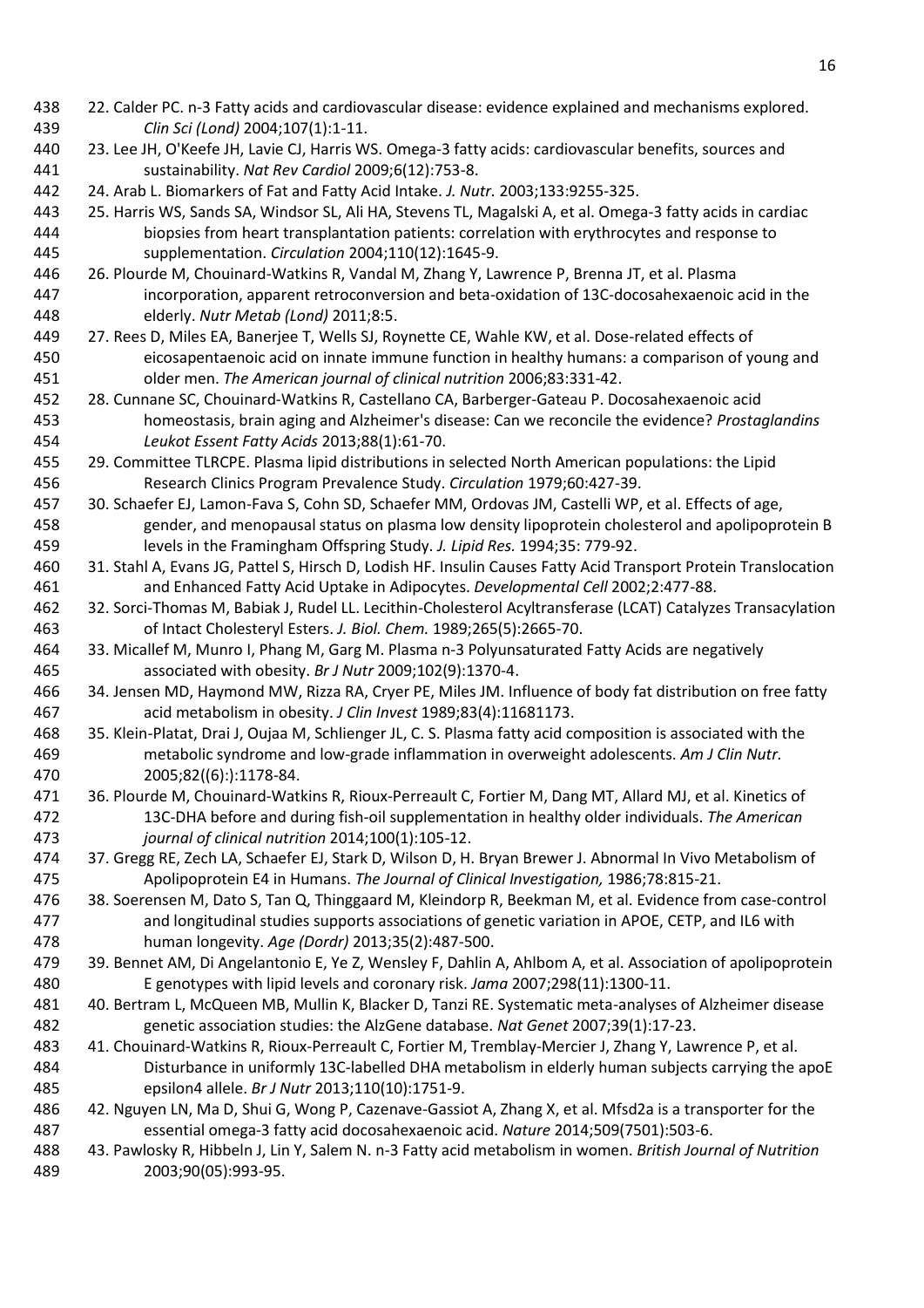22. Calder PC. n-3 Fatty acids and cardiovascular disease: evidence explained and mechanisms explored. *Clin Sci (Lond)* 2004;107(1):1-11.

23. Lee JH, O'Keefe JH, Lavie CJ, Harris WS. Omega-3 fatty acids: cardiovascular benefits, sources and sustainability. *Nat Rev Cardiol* 2009;6(12):753-8.

24. Arab L. Biomarkers of Fat and Fatty Acid Intake. *J. Nutr.* 2003;133:9255-325.

25. Harris WS, Sands SA, Windsor SL, Ali HA, Stevens TL, Magalski A, et al. Omega-3 fatty acids in cardiac biopsies from heart transplantation patients: correlation with erythrocytes and response to supplementation. *Circulation* 2004;110(12):1645-9.

26. Plourde M, Chouinard-Watkins R, Vandal M, Zhang Y, Lawrence P, Brenna JT, et al. Plasma incorporation, apparent retroconversion and beta-oxidation of 13C-docosahexaenoic acid in the elderly. *Nutr Metab (Lond)* 2011;8:5.

27. Rees D, Miles EA, Banerjee T, Wells SJ, Roynette CE, Wahle KW, et al. Dose-related effects of eicosapentaenoic acid on innate immune function in healthy humans: a comparison of young and older men. *The American journal of clinical nutrition* 2006;83:331-42.

28. Cunnane SC, Chouinard-Watkins R, Castellano CA, Barberger-Gateau P. Docosahexaenoic acid homeostasis, brain aging and Alzheimer's disease: Can we reconcile the evidence? *Prostaglandins Leukot Essent Fatty Acids* 2013;88(1):61-70.

29. Committee TLRCPE. Plasma lipid distributions in selected North American populations: the Lipid Research Clinics Program Prevalence Study. *Circulation* 1979;60:427-39.

30. Schaefer EJ, Lamon-Fava S, Cohn SD, Schaefer MM, Ordovas JM, Castelli WP, et al. Effects of age, gender, and menopausal status on plasma low density lipoprotein cholesterol and apolipoprotein B levels in the Framingham Offspring Study. *J. Lipid Res.* 1994;35: 779-92.

31. Stahl A, Evans JG, Pattel S, Hirsch D, Lodish HF. Insulin Causes Fatty Acid Transport Protein Translocation and Enhanced Fatty Acid Uptake in Adipocytes. *Developmental Cell* 2002;2:477-88.

32. Sorci-Thomas M, Babiak J, Rudel LL. Lecithin-Cholesterol Acyltransferase (LCAT) Catalyzes Transacylation of Intact Cholesteryl Esters. *J. Biol. Chem.* 1989;265(5):2665-70.

33. Micallef M, Munro I, Phang M, Garg M. Plasma n-3 Polyunsaturated Fatty Acids are negatively associated with obesity. *Br J Nutr* 2009;102(9):1370-4.

34. Jensen MD, Haymond MW, Rizza RA, Cryer PE, Miles JM. Influence of body fat distribution on free fatty acid metabolism in obesity. *J Clin Invest* 1989;83(4):11681173.

35. Klein-Platat, Drai J, Oujaa M, Schlienger JL, C. S. Plasma fatty acid composition is associated with the metabolic syndrome and low-grade inflammation in overweight adolescents. *Am J Clin Nutr.* 2005;82((6):):1178-84.

36. Plourde M, Chouinard-Watkins R, Rioux-Perreault C, Fortier M, Dang MT, Allard MJ, et al. Kinetics of 13C-DHA before and during fish-oil supplementation in healthy older individuals. *The American journal of clinical nutrition* 2014;100(1):105-12.

37. Gregg RE, Zech LA, Schaefer EJ, Stark D, Wilson D, H. Bryan Brewer J. Abnormal In Vivo Metabolism of Apolipoprotein E4 in Humans. *The Journal of Clinical Investigation,* 1986;78:815-21.

38. Soerensen M, Dato S, Tan Q, Thinggaard M, Kleindorp R, Beekman M, et al. Evidence from case-control and longitudinal studies supports associations of genetic variation in APOE, CETP, and IL6 with human longevity. *Age (Dordr)* 2013;35(2):487-500.

39. Bennet AM, Di Angelantonio E, Ye Z, Wensley F, Dahlin A, Ahlbom A, et al. Association of apolipoprotein E genotypes with lipid levels and coronary risk. *Jama* 2007;298(11):1300-11.

40. Bertram L, McQueen MB, Mullin K, Blacker D, Tanzi RE. Systematic meta-analyses of Alzheimer disease genetic association studies: the AlzGene database. *Nat Genet* 2007;39(1):17-23.

41. Chouinard-Watkins R, Rioux-Perreault C, Fortier M, Tremblay-Mercier J, Zhang Y, Lawrence P, et al. Disturbance in uniformly 13C-labelled DHA metabolism in elderly human subjects carrying the apoE epsilon4 allele. *Br J Nutr* 2013;110(10):1751-9.

42. Nguyen LN, Ma D, Shui G, Wong P, Cazenave-Gassiot A, Zhang X, et al. Mfsd2a is a transporter for the essential omega-3 fatty acid docosahexaenoic acid. *Nature* 2014;509(7501):503-6.

43. Pawlosky R, Hibbeln J, Lin Y, Salem N. n-3 Fatty acid metabolism in women. *British Journal of Nutrition* 2003;90(05):993-95.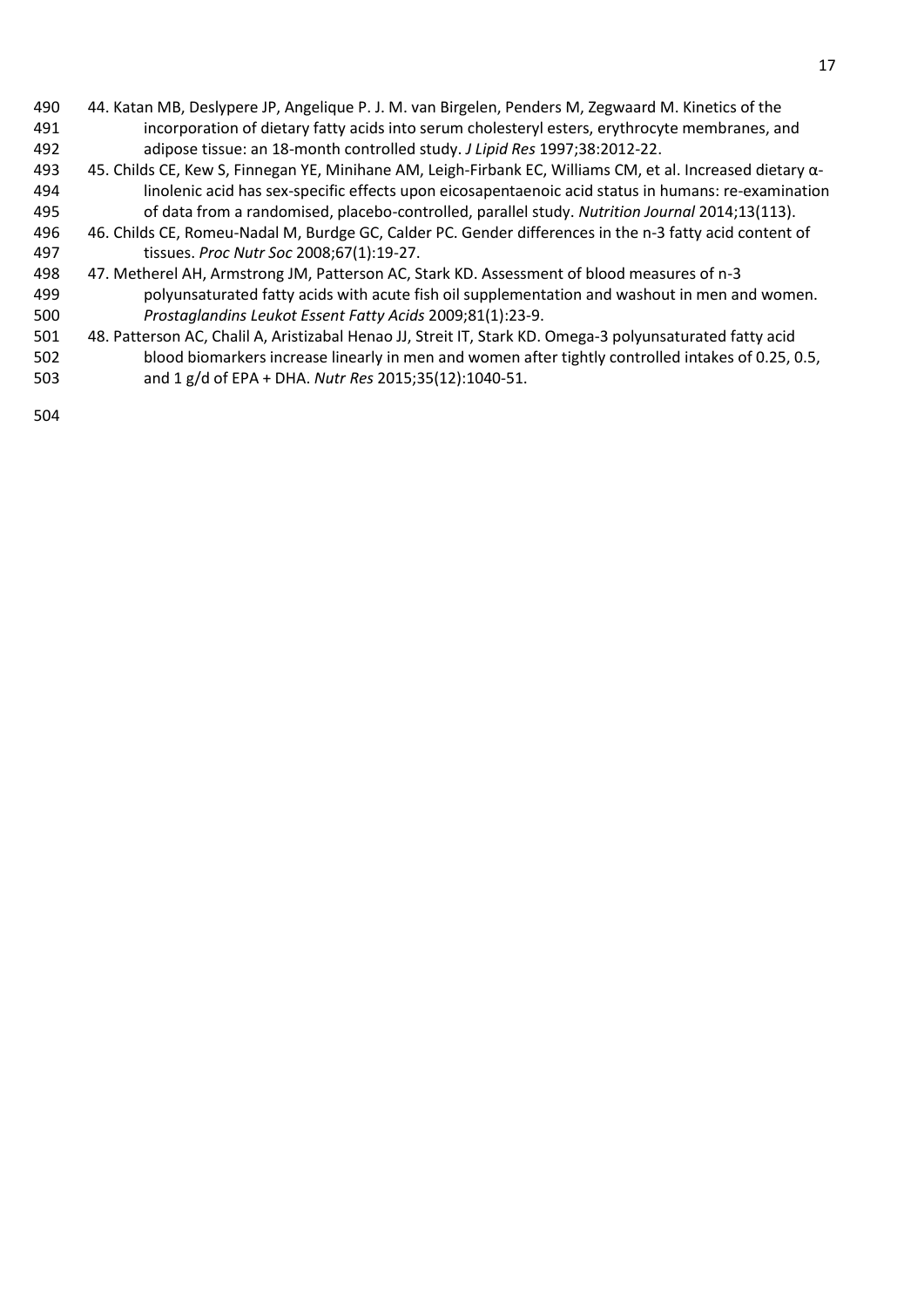44. Katan MB, Deslypere JP, Angelique P. J. M. van Birgelen, Penders M, Zegwaard M. Kinetics of the incorporation of dietary fatty acids into serum cholesteryl esters, erythrocyte membranes, and adipose tissue: an 18-month controlled study. *J Lipid Res* 1997;38:2012-22.

45. Childs CE, Kew S, Finnegan YE, Minihane AM, Leigh-Firbank EC, Williams CM, et al. Increased dietary α-linolenic acid has sex-specific effects upon eicosapentaenoic acid status in humans: re-examination of data from a randomised, placebo-controlled, parallel study. *Nutrition Journal* 2014;13(113).

46. Childs CE, Romeu-Nadal M, Burdge GC, Calder PC. Gender differences in the n-3 fatty acid content of tissues. *Proc Nutr Soc* 2008;67(1):19-27.

47. Metherel AH, Armstrong JM, Patterson AC, Stark KD. Assessment of blood measures of n-3 polyunsaturated fatty acids with acute fish oil supplementation and washout in men and women. *Prostaglandins Leukot Essent Fatty Acids* 2009;81(1):23-9.

48. Patterson AC, Chalil A, Aristizabal Henao JJ, Streit IT, Stark KD. Omega-3 polyunsaturated fatty acid blood biomarkers increase linearly in men and women after tightly controlled intakes of 0.25, 0.5, and 1 g/d of EPA + DHA. *Nutr Res* 2015;35(12):1040-51.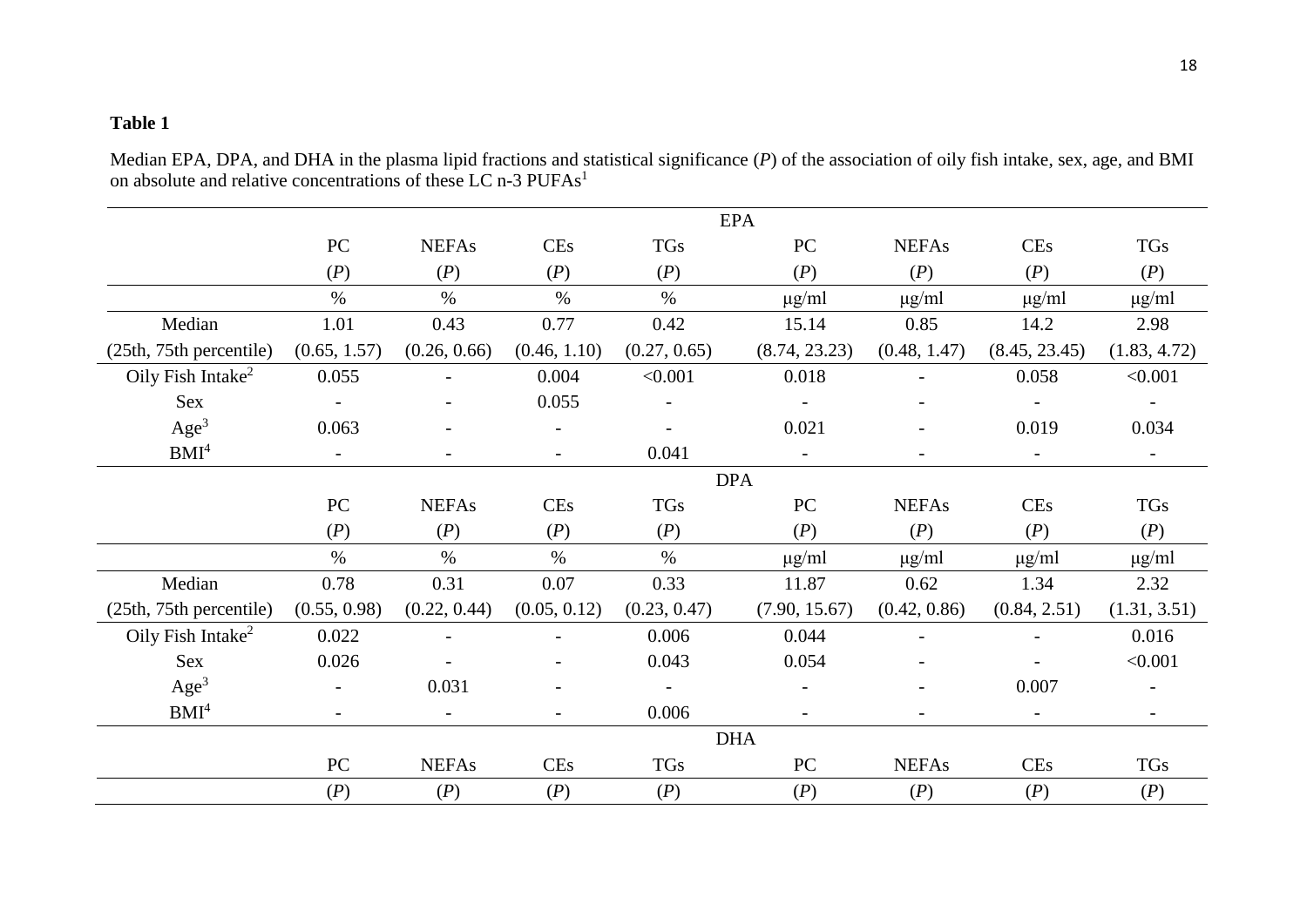**Table 1**

Median EPA, DPA, and DHA in the plasma lipid fractions and statistical significance (*P*) of the association of oily fish intake, sex, age, and BMI on absolute and relative concentrations of these LC n-3 PUFAs[1]

| | EPA | | | | | | | |
|---|---|---|---|---|---|---|---|---|
| | PC (*P*) | NEFAs (*P*) | CEs (*P*) | TGs (*P*) | PC (*P*) | NEFAs (*P*) | CEs (*P*) | TGs (*P*) |
| | % | % | % | % | μg/ml | μg/ml | μg/ml | μg/ml |
| Median | 1.01 | 0.43 | 0.77 | 0.42 | 15.14 | 0.85 | 14.2 | 2.98 |
| (25th, 75th percentile) | (0.65, 1.57) | (0.26, 0.66) | (0.46, 1.10) | (0.27, 0.65) | (8.74, 23.23) | (0.48, 1.47) | (8.45, 23.45) | (1.83, 4.72) |
| Oily Fish Intake[2] | 0.055 | - | 0.004 | <0.001 | 0.018 | - | 0.058 | <0.001 |
| Sex | - | - | 0.055 | - | - | - | - | - |
| Age[3] | 0.063 | - | - | - | 0.021 | - | 0.019 | 0.034 |
| BMI[4] | - | - | - | 0.041 | - | - | - | - |
| | DPA | | | | | | | |
| | PC (*P*) | NEFAs (*P*) | CEs (*P*) | TGs (*P*) | PC (*P*) | NEFAs (*P*) | CEs (*P*) | TGs (*P*) |
| | % | % | % | % | μg/ml | μg/ml | μg/ml | μg/ml |
| Median | 0.78 | 0.31 | 0.07 | 0.33 | 11.87 | 0.62 | 1.34 | 2.32 |
| (25th, 75th percentile) | (0.55, 0.98) | (0.22, 0.44) | (0.05, 0.12) | (0.23, 0.47) | (7.90, 15.67) | (0.42, 0.86) | (0.84, 2.51) | (1.31, 3.51) |
| Oily Fish Intake[2] | 0.022 | - | - | 0.006 | 0.044 | - | - | 0.016 |
| Sex | 0.026 | - | - | 0.043 | 0.054 | - | - | <0.001 |
| Age[3] | - | 0.031 | - | - | - | - | 0.007 | - |
| BMI[4] | - | - | - | 0.006 | - | - | - | - |
| | DHA | | | | | | | |
| | PC (*P*) | NEFAs (*P*) | CEs (*P*) | TGs (*P*) | PC (*P*) | NEFAs (*P*) | CEs (*P*) | TGs (*P*) |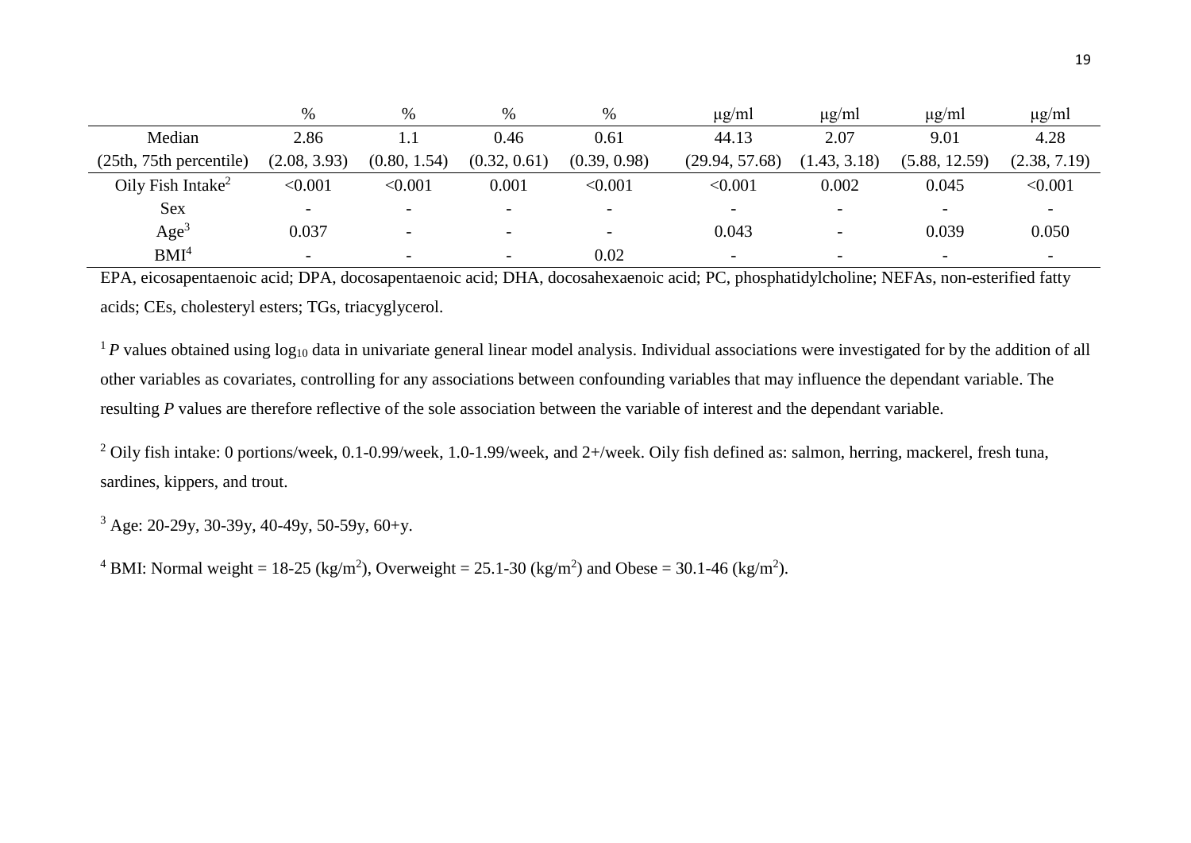| | % | % | % | % | μg/ml | μg/ml | μg/ml | μg/ml |
|---|---|---|---|---|---|---|---|---|
| Median | 2.86 | 1.1 | 0.46 | 0.61 | 44.13 | 2.07 | 9.01 | 4.28 |
| (25th, 75th percentile) | (2.08, 3.93) | (0.80, 1.54) | (0.32, 0.61) | (0.39, 0.98) | (29.94, 57.68) | (1.43, 3.18) | (5.88, 12.59) | (2.38, 7.19) |
| Oily Fish Intake[2] | <0.001 | <0.001 | 0.001 | <0.001 | <0.001 | 0.002 | 0.045 | <0.001 |
| Sex | - | - | - | - | - | - | - | - |
| Age[3] | 0.037 | - | - | - | 0.043 | - | 0.039 | 0.050 |
| BMI[4] | - | - | - | 0.02 | - | - | - | - |

EPA, eicosapentaenoic acid; DPA, docosapentaenoic acid; DHA, docosahexaenoic acid; PC, phosphatidylcholine; NEFAs, non-esterified fatty acids; CEs, cholesteryl esters; TGs, triacyglycerol.

[1] *P* values obtained using $\log_{10}$ data in univariate general linear model analysis. Individual associations were investigated for by the addition of all other variables as covariates, controlling for any associations between confounding variables that may influence the dependant variable. The resulting *P* values are therefore reflective of the sole association between the variable of interest and the dependant variable.

[2] Oily fish intake: 0 portions/week, 0.1-0.99/week, 1.0-1.99/week, and 2+/week. Oily fish defined as: salmon, herring, mackerel, fresh tuna, sardines, kippers, and trout.

[3] Age: 20-29y, 30-39y, 40-49y, 50-59y, 60+y.

[4] BMI: Normal weight = 18-25 ($kg/m^2$), Overweight = 25.1-30 ($kg/m^2$) and Obese = 30.1-46 ($kg/m^2$).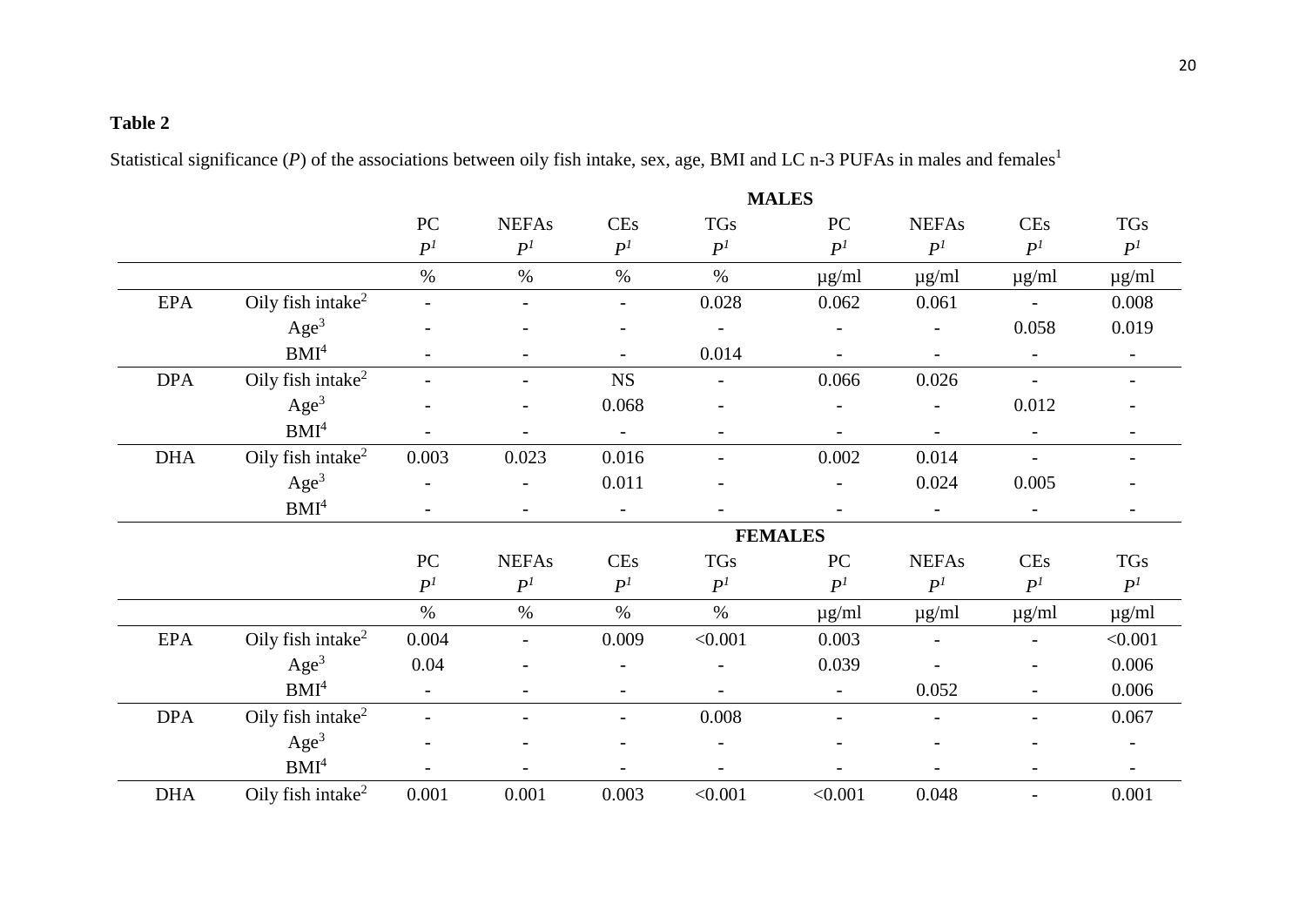**Table 2**

Statistical significance (*P*) of the associations between oily fish intake, sex, age, BMI and LC n-3 PUFAs in males and females[1]

| | | MALES | | | | | | | |
|---|---|---|---|---|---|---|---|---|---|
| | | PC | NEFAs | CEs | TGs | PC | NEFAs | CEs | TGs |
| | | $P^1$ | $P^1$ | $P^1$ | $P^1$ | $P^1$ | $P^1$ | $P^1$ | $P^1$ |
| | | % | % | % | % | µg/ml | µg/ml | µg/ml | µg/ml |
| EPA | Oily fish intake[2] | - | - | - | 0.028 | 0.062 | 0.061 | - | 0.008 |
| | Age[3] | - | - | - | - | - | - | 0.058 | 0.019 |
| | BMI[4] | - | - | - | 0.014 | - | - | - | - |
| DPA | Oily fish intake[2] | - | - | NS | - | 0.066 | 0.026 | - | - |
| | Age[3] | - | - | 0.068 | - | - | - | 0.012 | - |
| | BMI[4] | - | - | - | - | - | - | - | - |
| DHA | Oily fish intake[2] | 0.003 | 0.023 | 0.016 | - | 0.002 | 0.014 | - | - |
| | Age[3] | - | - | 0.011 | - | - | 0.024 | 0.005 | - |
| | BMI[4] | - | - | - | - | - | - | - | - |
| | | **FEMALES** | | | | | | | |
| | | PC | NEFAs | CEs | TGs | PC | NEFAs | CEs | TGs |
| | | $P^1$ | $P^1$ | $P^1$ | $P^1$ | $P^1$ | $P^1$ | $P^1$ | $P^1$ |
| | | % | % | % | % | µg/ml | µg/ml | µg/ml | µg/ml |
| EPA | Oily fish intake[2] | 0.004 | - | 0.009 | <0.001 | 0.003 | - | - | <0.001 |
| | Age[3] | 0.04 | - | - | - | 0.039 | - | - | 0.006 |
| | BMI[4] | - | - | - | - | - | 0.052 | - | 0.006 |
| DPA | Oily fish intake[2] | - | - | - | 0.008 | - | - | - | 0.067 |
| | Age[3] | - | - | - | - | - | - | - | - |
| | BMI[4] | - | - | - | - | - | - | - | - |
| DHA | Oily fish intake[2] | 0.001 | 0.001 | 0.003 | <0.001 | <0.001 | 0.048 | - | 0.001 |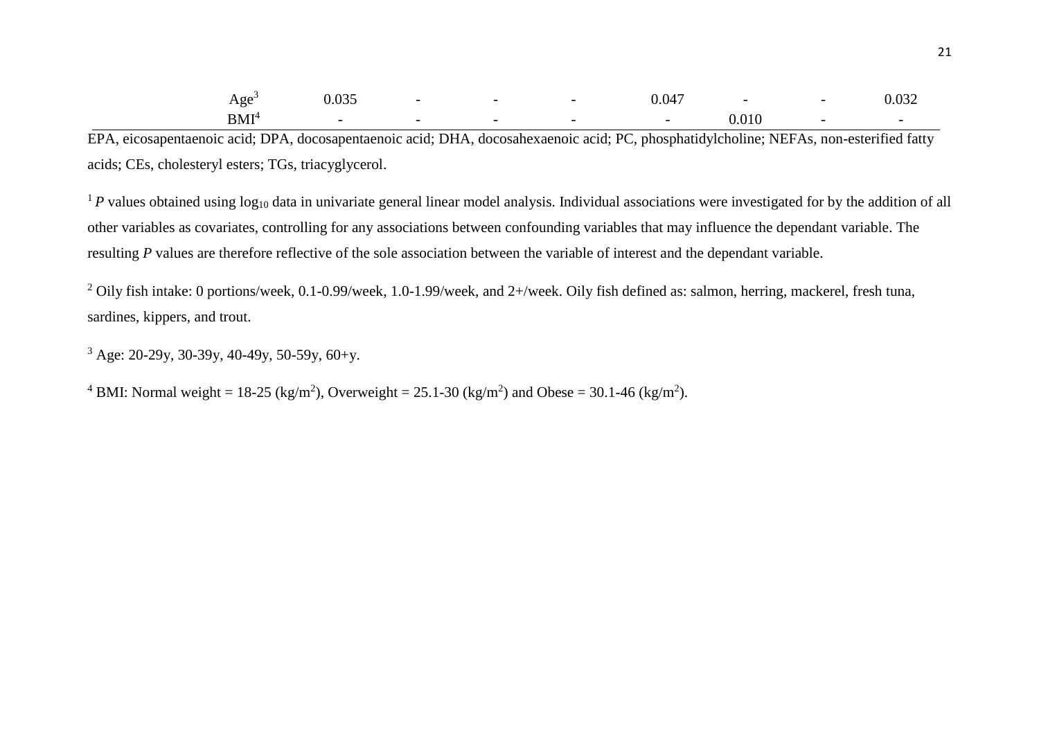| | | | | | | | | |
|---|---|---|---|---|---|---|---|---|
| Age[3] | 0.035 | - | - | - | 0.047 | - | - | 0.032 |
| BMI[4] | - | - | - | - | - | 0.010 | - | - |

EPA, eicosapentaenoic acid; DPA, docosapentaenoic acid; DHA, docosahexaenoic acid; PC, phosphatidylcholine; NEFAs, non-esterified fatty acids; CEs, cholesteryl esters; TGs, triacyglycerol.

[1] *P* values obtained using $\log_{10}$ data in univariate general linear model analysis. Individual associations were investigated for by the addition of all other variables as covariates, controlling for any associations between confounding variables that may influence the dependant variable. The resulting *P* values are therefore reflective of the sole association between the variable of interest and the dependant variable.

[2] Oily fish intake: 0 portions/week, 0.1-0.99/week, 1.0-1.99/week, and 2+/week. Oily fish defined as: salmon, herring, mackerel, fresh tuna, sardines, kippers, and trout.

[3] Age: 20-29y, 30-39y, 40-49y, 50-59y, 60+y.

[4] BMI: Normal weight = 18-25 ($kg/m^2$), Overweight = 25.1-30 ($kg/m^2$) and Obese = 30.1-46 ($kg/m^2$).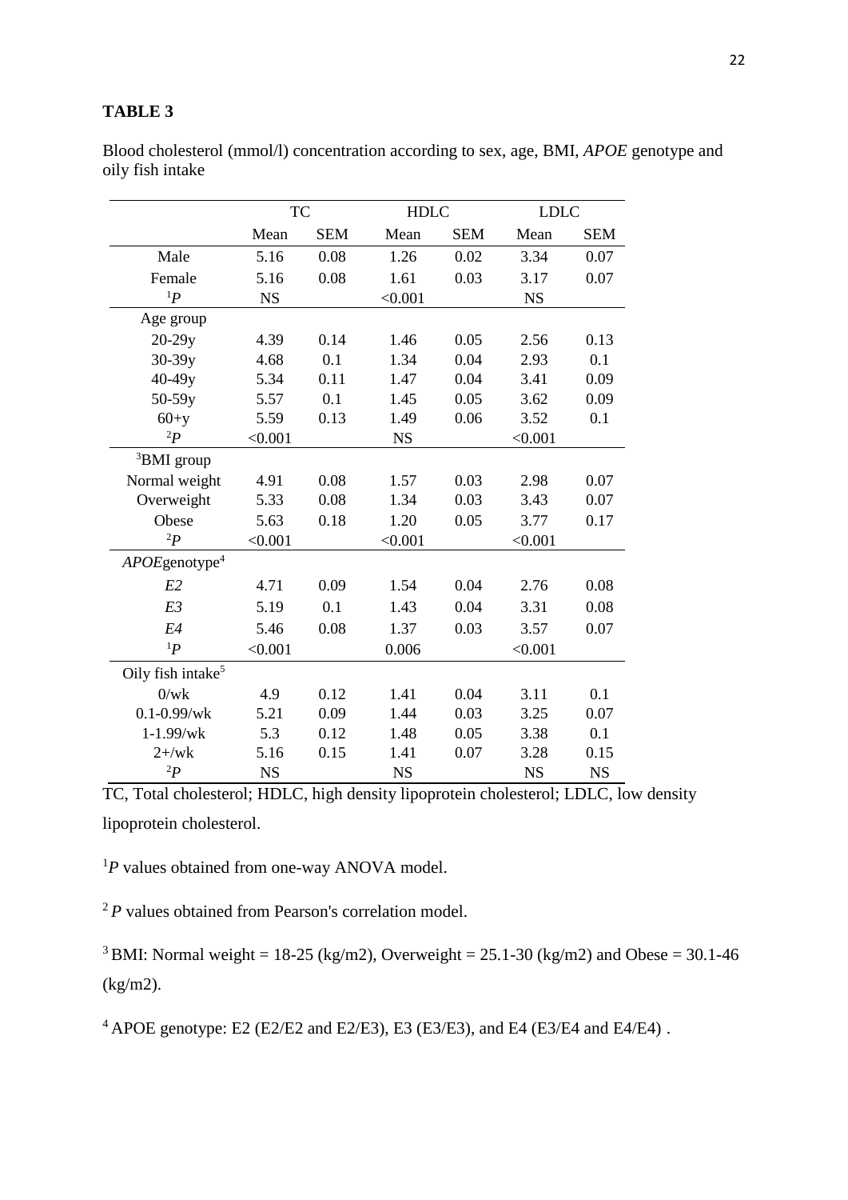**TABLE 3**

Blood cholesterol (mmol/l) concentration according to sex, age, BMI, *APOE* genotype and oily fish intake

| | TC | | HDLC | | LDLC | |
|---|---|---|---|---|---|---|
| | Mean | SEM | Mean | SEM | Mean | SEM |
| Male | 5.16 | 0.08 | 1.26 | 0.02 | 3.34 | 0.07 |
| Female | 5.16 | 0.08 | 1.61 | 0.03 | 3.17 | 0.07 |
| [1]*P* | NS | | <0.001 | | NS | |
| Age group | | | | | | |
| 20-29y | 4.39 | 0.14 | 1.46 | 0.05 | 2.56 | 0.13 |
| 30-39y | 4.68 | 0.1 | 1.34 | 0.04 | 2.93 | 0.1 |
| 40-49y | 5.34 | 0.11 | 1.47 | 0.04 | 3.41 | 0.09 |
| 50-59y | 5.57 | 0.1 | 1.45 | 0.05 | 3.62 | 0.09 |
| 60+y | 5.59 | 0.13 | 1.49 | 0.06 | 3.52 | 0.1 |
| [2]*P* | <0.001 | | NS | | <0.001 | |
| [3]BMI group | | | | | | |
| Normal weight | 4.91 | 0.08 | 1.57 | 0.03 | 2.98 | 0.07 |
| Overweight | 5.33 | 0.08 | 1.34 | 0.03 | 3.43 | 0.07 |
| Obese | 5.63 | 0.18 | 1.20 | 0.05 | 3.77 | 0.17 |
| [2]*P* | <0.001 | | <0.001 | | <0.001 | |
| *APOE*genotype[4] | | | | | | |
| *E2* | 4.71 | 0.09 | 1.54 | 0.04 | 2.76 | 0.08 |
| *E3* | 5.19 | 0.1 | 1.43 | 0.04 | 3.31 | 0.08 |
| *E4* | 5.46 | 0.08 | 1.37 | 0.03 | 3.57 | 0.07 |
| [1]*P* | <0.001 | | 0.006 | | <0.001 | |
| Oily fish intake[5] | | | | | | |
| 0/wk | 4.9 | 0.12 | 1.41 | 0.04 | 3.11 | 0.1 |
| 0.1-0.99/wk | 5.21 | 0.09 | 1.44 | 0.03 | 3.25 | 0.07 |
| 1-1.99/wk | 5.3 | 0.12 | 1.48 | 0.05 | 3.38 | 0.1 |
| 2+/wk | 5.16 | 0.15 | 1.41 | 0.07 | 3.28 | 0.15 |
| [2]*P* | NS | | NS | | NS | NS |

TC, Total cholesterol; HDLC, high density lipoprotein cholesterol; LDLC, low density lipoprotein cholesterol.

[1]*P* values obtained from one-way ANOVA model.

[2] *P* values obtained from Pearson's correlation model.

[3] BMI: Normal weight = 18-25 (kg/m2), Overweight = 25.1-30 (kg/m2) and Obese = 30.1-46 (kg/m2).

[4] APOE genotype: E2 (E2/E2 and E2/E3), E3 (E3/E3), and E4 (E3/E4 and E4/E4) .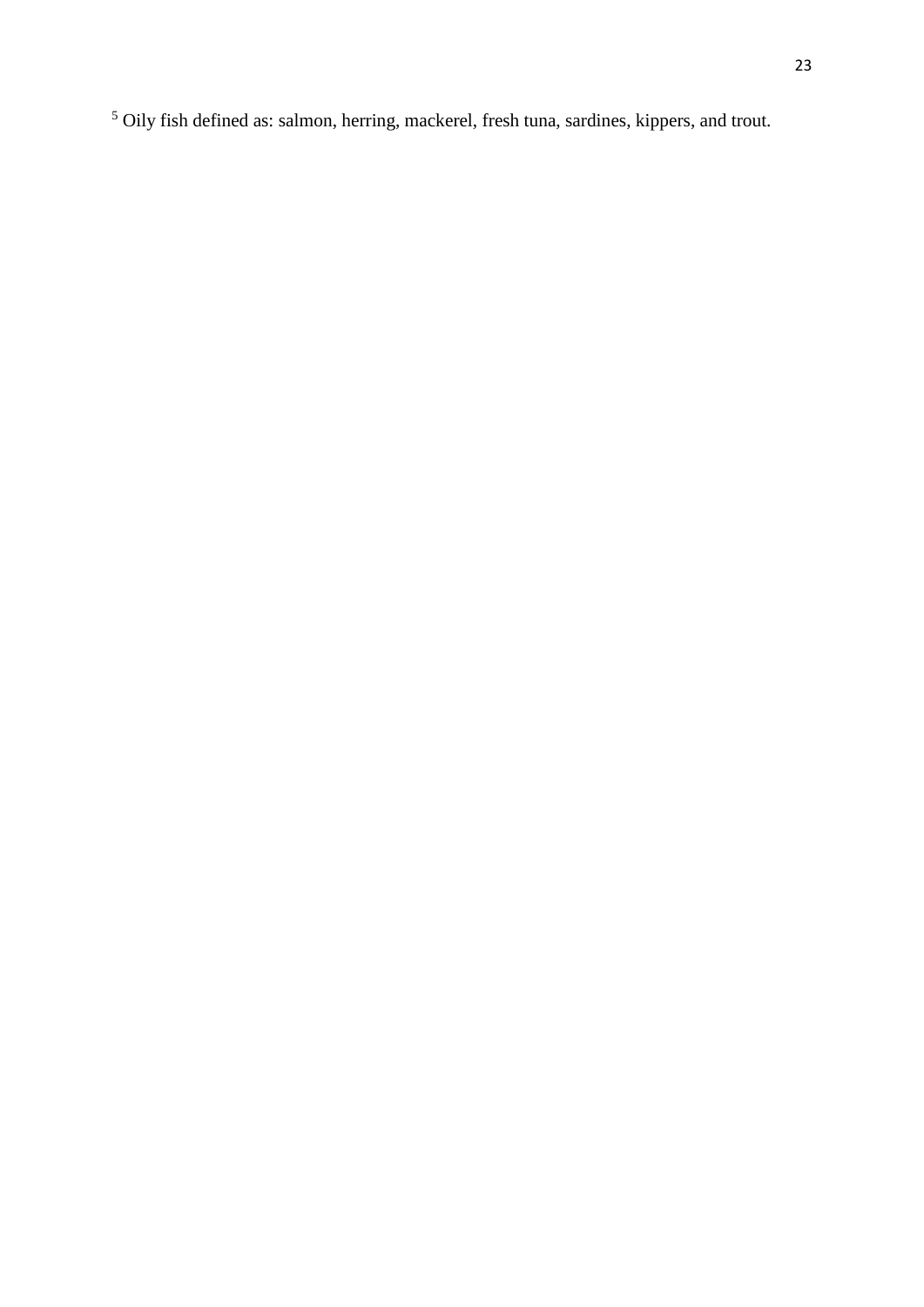[5] Oily fish defined as: salmon, herring, mackerel, fresh tuna, sardines, kippers, and trout.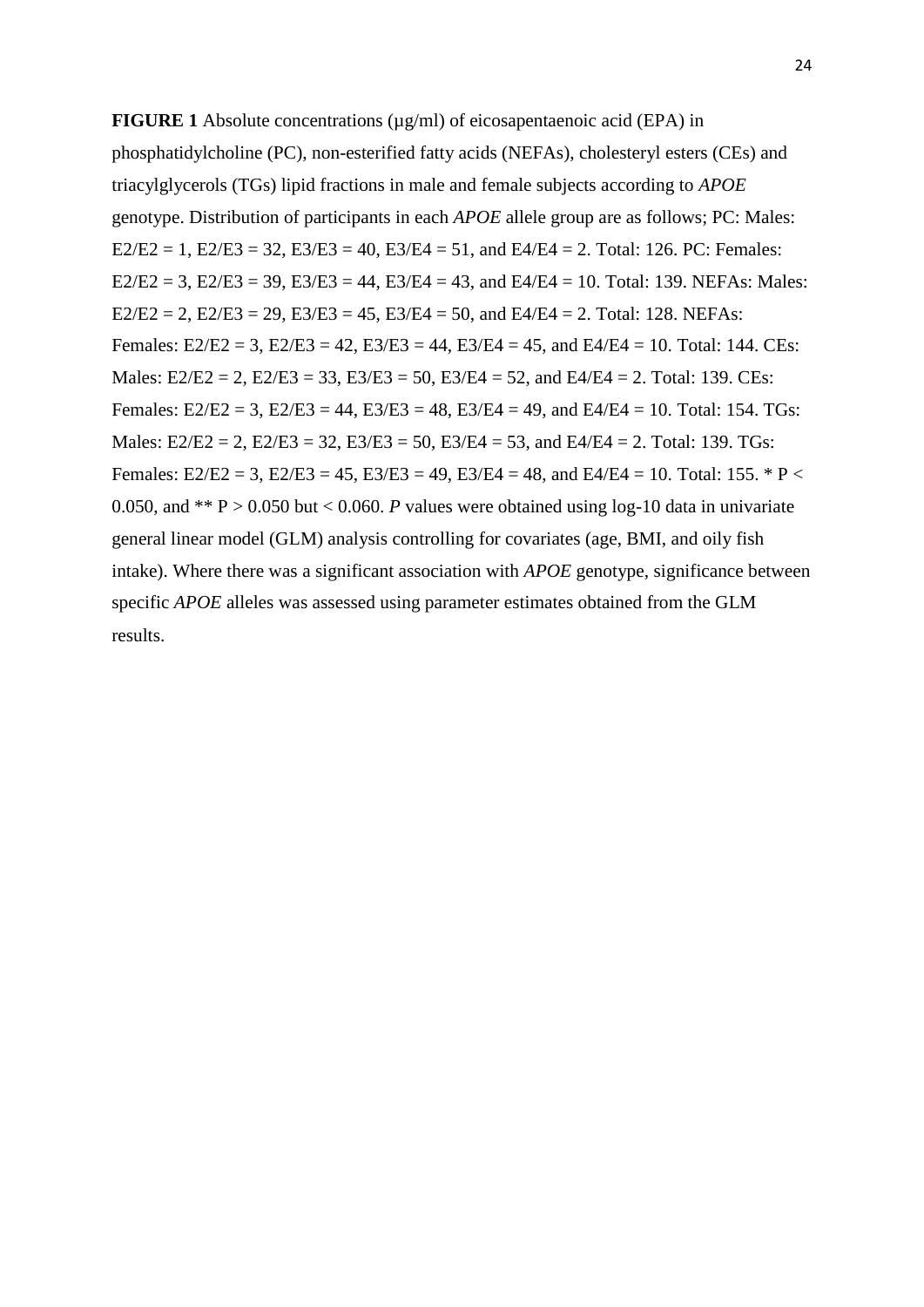**FIGURE 1** Absolute concentrations (µg/ml) of eicosapentaenoic acid (EPA) in phosphatidylcholine (PC), non-esterified fatty acids (NEFAs), cholesteryl esters (CEs) and triacylglycerols (TGs) lipid fractions in male and female subjects according to *APOE* genotype. Distribution of participants in each *APOE* allele group are as follows; PC: Males: E2/E2 = 1, E2/E3 = 32, E3/E3 = 40, E3/E4 = 51, and E4/E4 = 2. Total: 126. PC: Females: E2/E2 = 3, E2/E3 = 39, E3/E3 = 44, E3/E4 = 43, and E4/E4 = 10. Total: 139. NEFAs: Males: E2/E2 = 2, E2/E3 = 29, E3/E3 = 45, E3/E4 = 50, and E4/E4 = 2. Total: 128. NEFAs: Females: E2/E2 = 3, E2/E3 = 42, E3/E3 = 44, E3/E4 = 45, and E4/E4 = 10. Total: 144. CEs: Males: E2/E2 = 2, E2/E3 = 33, E3/E3 = 50, E3/E4 = 52, and E4/E4 = 2. Total: 139. CEs: Females: E2/E2 = 3, E2/E3 = 44, E3/E3 = 48, E3/E4 = 49, and E4/E4 = 10. Total: 154. TGs: Males: E2/E2 = 2, E2/E3 = 32, E3/E3 = 50, E3/E4 = 53, and E4/E4 = 2. Total: 139. TGs: Females: E2/E2 = 3, E2/E3 = 45, E3/E3 = 49, E3/E4 = 48, and E4/E4 = 10. Total: 155. * $P < 0.050$, and ** $P > 0.050$ but $< 0.060$. *P* values were obtained using log-10 data in univariate general linear model (GLM) analysis controlling for covariates (age, BMI, and oily fish intake). Where there was a significant association with *APOE* genotype, significance between specific *APOE* alleles was assessed using parameter estimates obtained from the GLM results.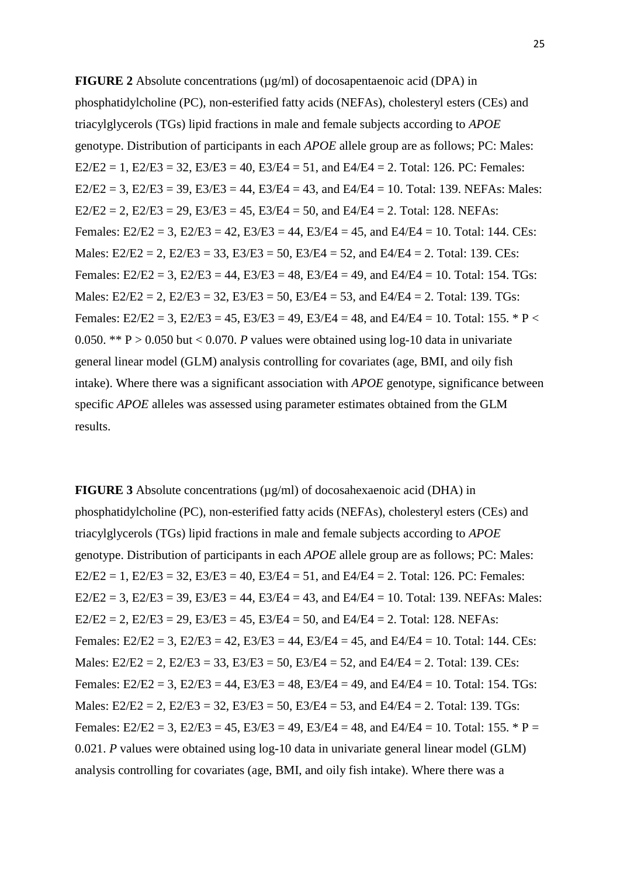**FIGURE 2** Absolute concentrations (µg/ml) of docosapentaenoic acid (DPA) in phosphatidylcholine (PC), non-esterified fatty acids (NEFAs), cholesteryl esters (CEs) and triacylglycerols (TGs) lipid fractions in male and female subjects according to *APOE* genotype. Distribution of participants in each *APOE* allele group are as follows; PC: Males: E2/E2 = 1, E2/E3 = 32, E3/E3 = 40, E3/E4 = 51, and E4/E4 = 2. Total: 126. PC: Females: E2/E2 = 3, E2/E3 = 39, E3/E3 = 44, E3/E4 = 43, and E4/E4 = 10. Total: 139. NEFAs: Males: E2/E2 = 2, E2/E3 = 29, E3/E3 = 45, E3/E4 = 50, and E4/E4 = 2. Total: 128. NEFAs: Females: E2/E2 = 3, E2/E3 = 42, E3/E3 = 44, E3/E4 = 45, and E4/E4 = 10. Total: 144. CEs: Males: E2/E2 = 2, E2/E3 = 33, E3/E3 = 50, E3/E4 = 52, and E4/E4 = 2. Total: 139. CEs: Females: E2/E2 = 3, E2/E3 = 44, E3/E3 = 48, E3/E4 = 49, and E4/E4 = 10. Total: 154. TGs: Males: E2/E2 = 2, E2/E3 = 32, E3/E3 = 50, E3/E4 = 53, and E4/E4 = 2. Total: 139. TGs: Females: E2/E2 = 3, E2/E3 = 45, E3/E3 = 49, E3/E4 = 48, and E4/E4 = 10. Total: 155. * $P < 0.050$. ** $P > 0.050$ but $< 0.070$. *P* values were obtained using log-10 data in univariate general linear model (GLM) analysis controlling for covariates (age, BMI, and oily fish intake). Where there was a significant association with *APOE* genotype, significance between specific *APOE* alleles was assessed using parameter estimates obtained from the GLM results.

**FIGURE 3** Absolute concentrations (µg/ml) of docosahexaenoic acid (DHA) in phosphatidylcholine (PC), non-esterified fatty acids (NEFAs), cholesteryl esters (CEs) and triacylglycerols (TGs) lipid fractions in male and female subjects according to *APOE* genotype. Distribution of participants in each *APOE* allele group are as follows; PC: Males: E2/E2 = 1, E2/E3 = 32, E3/E3 = 40, E3/E4 = 51, and E4/E4 = 2. Total: 126. PC: Females: E2/E2 = 3, E2/E3 = 39, E3/E3 = 44, E3/E4 = 43, and E4/E4 = 10. Total: 139. NEFAs: Males: E2/E2 = 2, E2/E3 = 29, E3/E3 = 45, E3/E4 = 50, and E4/E4 = 2. Total: 128. NEFAs: Females: E2/E2 = 3, E2/E3 = 42, E3/E3 = 44, E3/E4 = 45, and E4/E4 = 10. Total: 144. CEs: Males: E2/E2 = 2, E2/E3 = 33, E3/E3 = 50, E3/E4 = 52, and E4/E4 = 2. Total: 139. CEs: Females: E2/E2 = 3, E2/E3 = 44, E3/E3 = 48, E3/E4 = 49, and E4/E4 = 10. Total: 154. TGs: Males: E2/E2 = 2, E2/E3 = 32, E3/E3 = 50, E3/E4 = 53, and E4/E4 = 2. Total: 139. TGs: Females: E2/E2 = 3, E2/E3 = 45, E3/E3 = 49, E3/E4 = 48, and E4/E4 = 10. Total: 155. * $P = 0.021$. *P* values were obtained using log-10 data in univariate general linear model (GLM) analysis controlling for covariates (age, BMI, and oily fish intake). Where there was a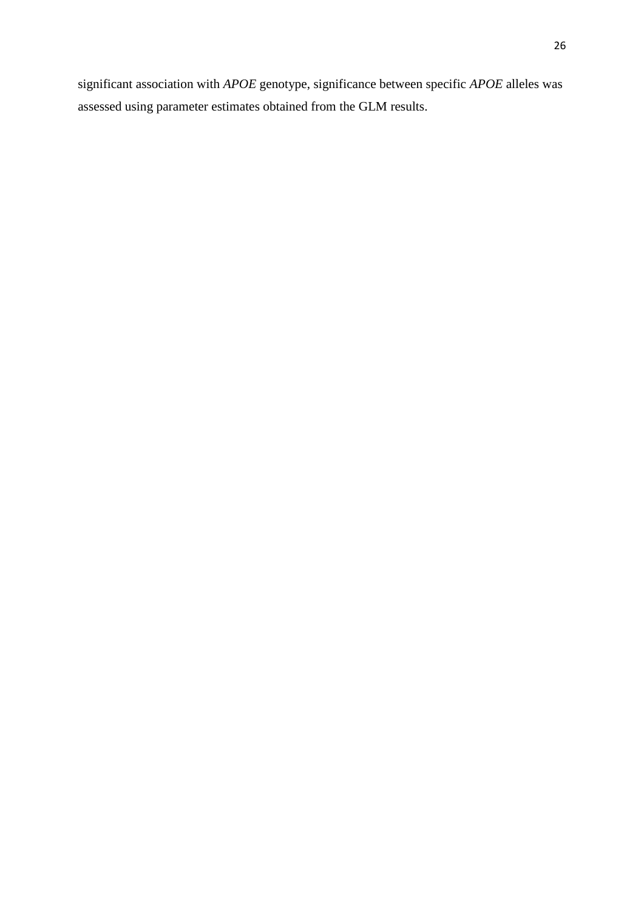significant association with *APOE* genotype, significance between specific *APOE* alleles was assessed using parameter estimates obtained from the GLM results.